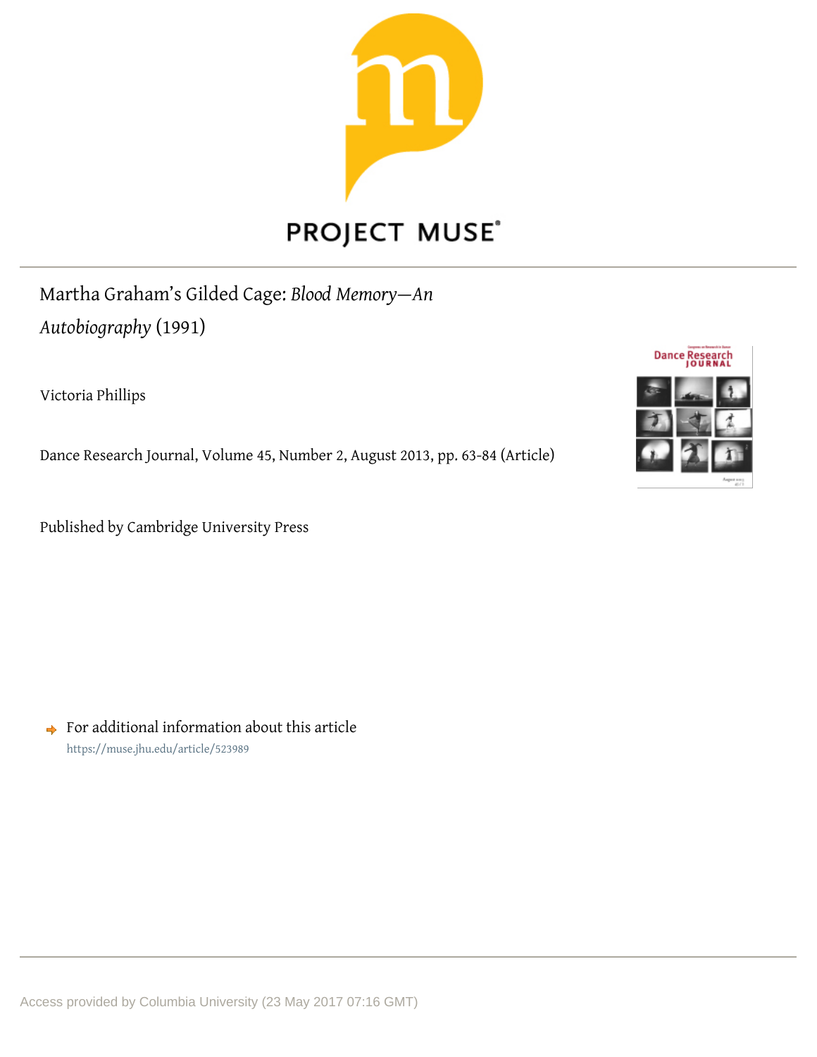# Martha Graham's Gilded Cage: *Blood Memory—An Autobiography* (1991)

Victoria Phillips

Dance Research Journal, Volume 45, Number 2, August 2013, pp. 63-84 (Article)

Published by Cambridge University Press

For additional information about this article

https://muse.jhu.edu/article/523989

Access provided by Columbia University (23 May 2017 07:16 GMT)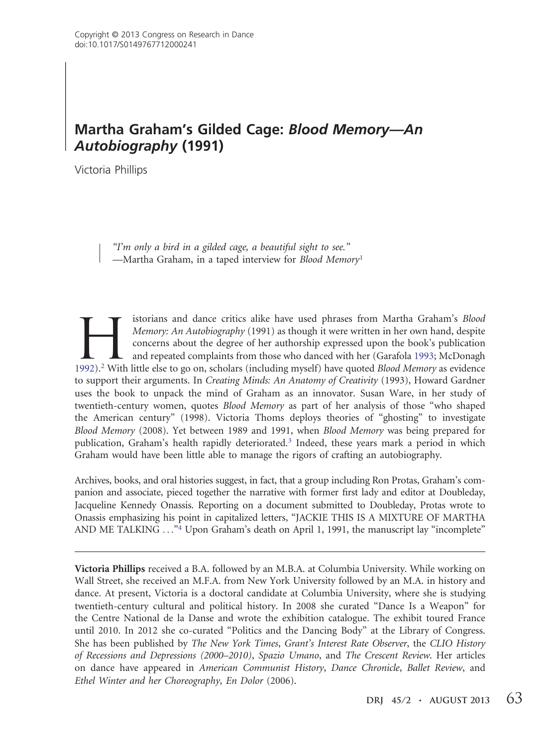# Martha Graham's Gilded Cage: *Blood Memory—An Autobiography* (1991)

Victoria Phillips

> *"I'm only a bird in a gilded cage, a beautiful sight to see."*
> —Martha Graham, in a taped interview for *Blood Memory*[1]

Historians and dance critics alike have used phrases from Martha Graham's *Blood Memory: An Autobiography* (1991) as though it were written in her own hand, despite concerns about the degree of her authorship expressed upon the book's publication and repeated complaints from those who danced with her (Garafola 1993; McDonagh 1992).[2] With little else to go on, scholars (including myself) have quoted *Blood Memory* as evidence to support their arguments. In *Creating Minds: An Anatomy of Creativity* (1993), Howard Gardner uses the book to unpack the mind of Graham as an innovator. Susan Ware, in her study of twentieth-century women, quotes *Blood Memory* as part of her analysis of those "who shaped the American century" (1998). Victoria Thoms deploys theories of "ghosting" to investigate *Blood Memory* (2008). Yet between 1989 and 1991, when *Blood Memory* was being prepared for publication, Graham's health rapidly deteriorated.[3] Indeed, these years mark a period in which Graham would have been little able to manage the rigors of crafting an autobiography.

Archives, books, and oral histories suggest, in fact, that a group including Ron Protas, Graham's companion and associate, pieced together the narrative with former first lady and editor at Doubleday, Jacqueline Kennedy Onassis. Reporting on a document submitted to Doubleday, Protas wrote to Onassis emphasizing his point in capitalized letters, "JACKIE THIS IS A MIXTURE OF MARTHA AND ME TALKING . . ."[4] Upon Graham's death on April 1, 1991, the manuscript lay "incomplete"

---

**Victoria Phillips** received a B.A. followed by an M.B.A. at Columbia University. While working on Wall Street, she received an M.F.A. from New York University followed by an M.A. in history and dance. At present, Victoria is a doctoral candidate at Columbia University, where she is studying twentieth-century cultural and political history. In 2008 she curated "Dance Is a Weapon" for the Centre National de la Danse and wrote the exhibition catalogue. The exhibit toured France until 2010. In 2012 she co-curated "Politics and the Dancing Body" at the Library of Congress. She has been published by *The New York Times*, *Grant's Interest Rate Observer*, the *CLIO History of Recessions and Depressions (2000–2010)*, *Spazio Umano*, and *The Crescent Review*. Her articles on dance have appeared in *American Communist History*, *Dance Chronicle*, *Ballet Review*, and *Ethel Winter and her Choreography, En Dolor* (2006).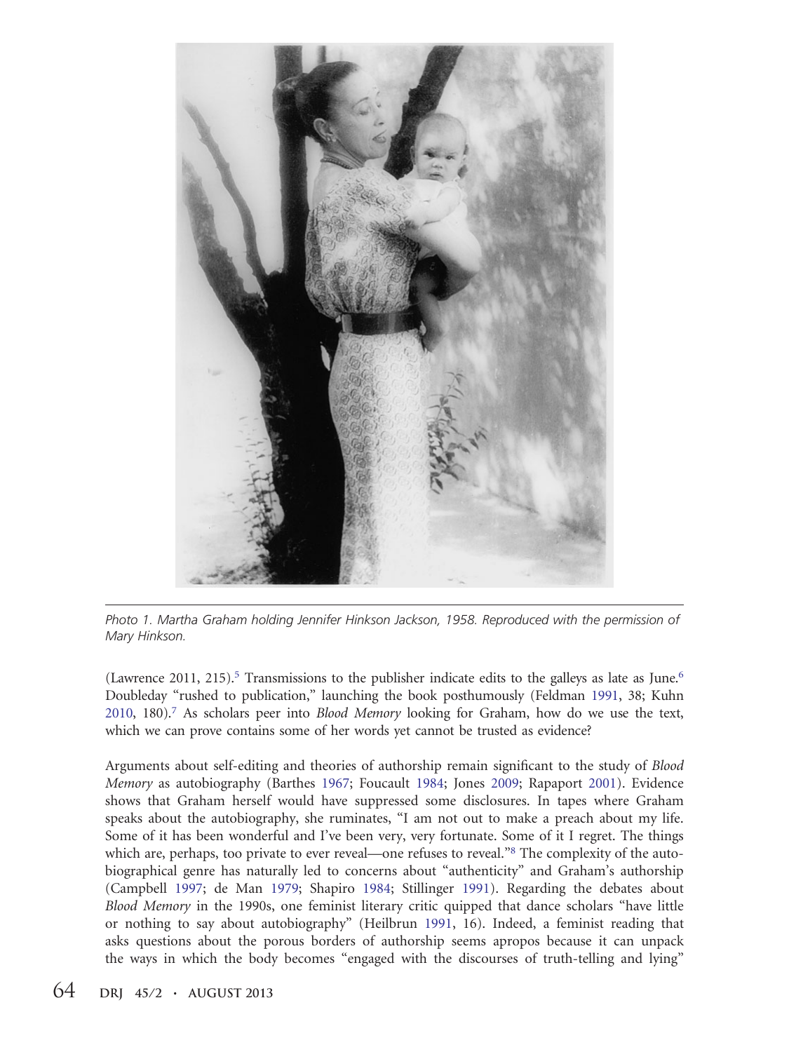Photo 1. Martha Graham holding Jennifer Hinkson Jackson, 1958. Reproduced with the permission of Mary Hinkson.

(Lawrence 2011, 215).[5] Transmissions to the publisher indicate edits to the galleys as late as June.[6] Doubleday "rushed to publication," launching the book posthumously (Feldman 1991, 38; Kuhn 2010, 180).[7] As scholars peer into *Blood Memory* looking for Graham, how do we use the text, which we can prove contains some of her words yet cannot be trusted as evidence?

Arguments about self-editing and theories of authorship remain significant to the study of *Blood Memory* as autobiography (Barthes 1967; Foucault 1984; Jones 2009; Rapaport 2001). Evidence shows that Graham herself would have suppressed some disclosures. In tapes where Graham speaks about the autobiography, she ruminates, "I am not out to make a preach about my life. Some of it has been wonderful and I've been very, very fortunate. Some of it I regret. The things which are, perhaps, too private to ever reveal—one refuses to reveal."[8] The complexity of the autobiographical genre has naturally led to concerns about "authenticity" and Graham's authorship (Campbell 1997; de Man 1979; Shapiro 1984; Stillinger 1991). Regarding the debates about *Blood Memory* in the 1990s, one feminist literary critic quipped that dance scholars "have little or nothing to say about autobiography" (Heilbrun 1991, 16). Indeed, a feminist reading that asks questions about the porous borders of authorship seems apropos because it can unpack the ways in which the body becomes "engaged with the discourses of truth-telling and lying"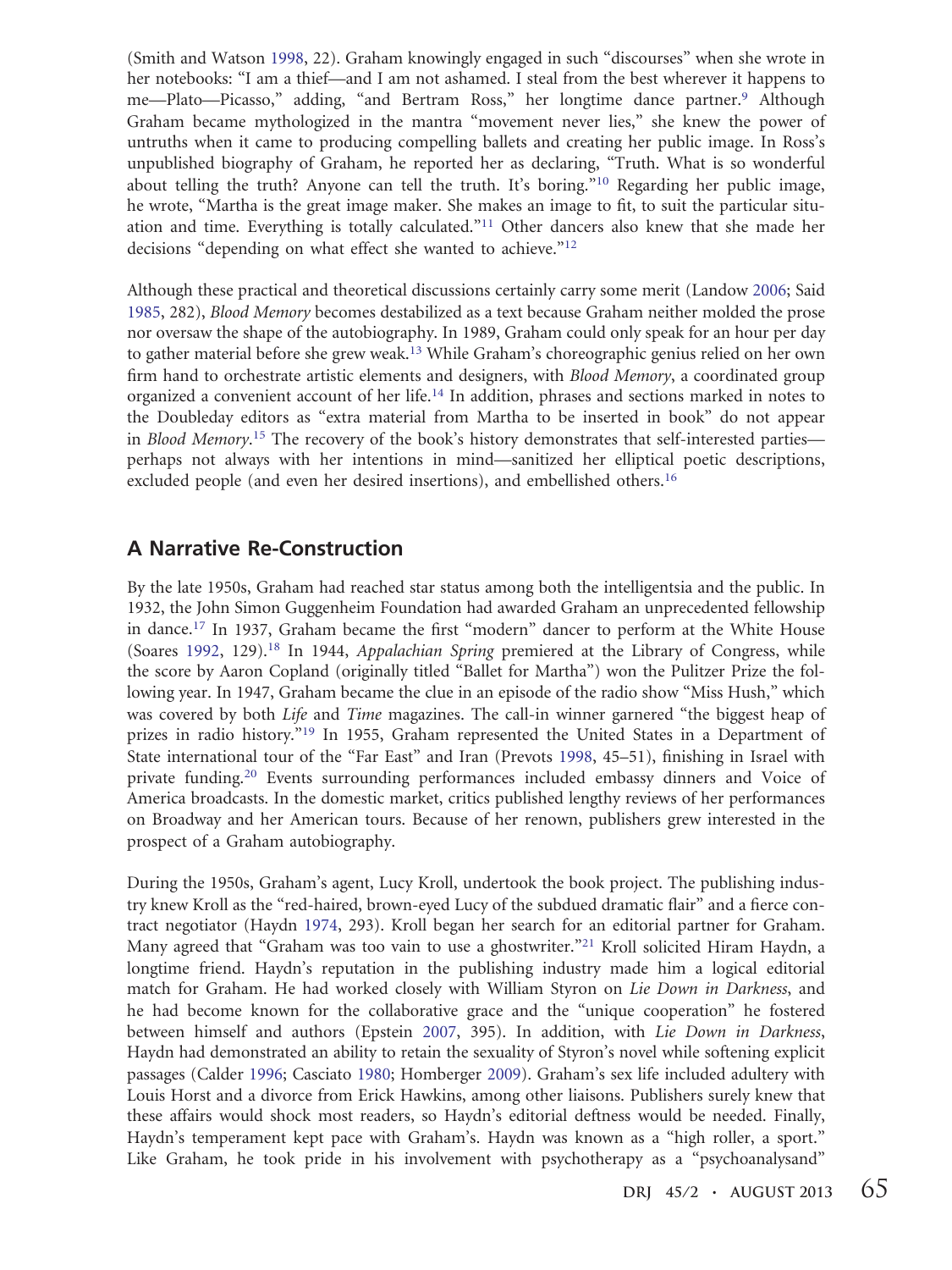(Smith and Watson 1998, 22). Graham knowingly engaged in such "discourses" when she wrote in her notebooks: "I am a thief—and I am not ashamed. I steal from the best wherever it happens to me—Plato—Picasso," adding, "and Bertram Ross," her longtime dance partner.[9] Although Graham became mythologized in the mantra "movement never lies," she knew the power of untruths when it came to producing compelling ballets and creating her public image. In Ross's unpublished biography of Graham, he reported her as declaring, "Truth. What is so wonderful about telling the truth? Anyone can tell the truth. It's boring."[10] Regarding her public image, he wrote, "Martha is the great image maker. She makes an image to fit, to suit the particular situation and time. Everything is totally calculated."[11] Other dancers also knew that she made her decisions "depending on what effect she wanted to achieve."[12]

Although these practical and theoretical discussions certainly carry some merit (Landow 2006; Said 1985, 282), *Blood Memory* becomes destabilized as a text because Graham neither molded the prose nor oversaw the shape of the autobiography. In 1989, Graham could only speak for an hour per day to gather material before she grew weak.[13] While Graham's choreographic genius relied on her own firm hand to orchestrate artistic elements and designers, with *Blood Memory*, a coordinated group organized a convenient account of her life.[14] In addition, phrases and sections marked in notes to the Doubleday editors as "extra material from Martha to be inserted in book" do not appear in *Blood Memory*.[15] The recovery of the book's history demonstrates that self-interested parties—perhaps not always with her intentions in mind—sanitized her elliptical poetic descriptions, excluded people (and even her desired insertions), and embellished others.[16]

## A Narrative Re-Construction

By the late 1950s, Graham had reached star status among both the intelligentsia and the public. In 1932, the John Simon Guggenheim Foundation had awarded Graham an unprecedented fellowship in dance.[17] In 1937, Graham became the first "modern" dancer to perform at the White House (Soares 1992, 129).[18] In 1944, *Appalachian Spring* premiered at the Library of Congress, while the score by Aaron Copland (originally titled "Ballet for Martha") won the Pulitzer Prize the following year. In 1947, Graham became the clue in an episode of the radio show "Miss Hush," which was covered by both *Life* and *Time* magazines. The call-in winner garnered "the biggest heap of prizes in radio history."[19] In 1955, Graham represented the United States in a Department of State international tour of the "Far East" and Iran (Prevots 1998, 45–51), finishing in Israel with private funding.[20] Events surrounding performances included embassy dinners and Voice of America broadcasts. In the domestic market, critics published lengthy reviews of her performances on Broadway and her American tours. Because of her renown, publishers grew interested in the prospect of a Graham autobiography.

During the 1950s, Graham's agent, Lucy Kroll, undertook the book project. The publishing industry knew Kroll as the "red-haired, brown-eyed Lucy of the subdued dramatic flair" and a fierce contract negotiator (Haydn 1974, 293). Kroll began her search for an editorial partner for Graham. Many agreed that "Graham was too vain to use a ghostwriter."[21] Kroll solicited Hiram Haydn, a longtime friend. Haydn's reputation in the publishing industry made him a logical editorial match for Graham. He had worked closely with William Styron on *Lie Down in Darkness*, and he had become known for the collaborative grace and the "unique cooperation" he fostered between himself and authors (Epstein 2007, 395). In addition, with *Lie Down in Darkness*, Haydn had demonstrated an ability to retain the sexuality of Styron's novel while softening explicit passages (Calder 1996; Casciato 1980; Homberger 2009). Graham's sex life included adultery with Louis Horst and a divorce from Erick Hawkins, among other liaisons. Publishers surely knew that these affairs would shock most readers, so Haydn's editorial deftness would be needed. Finally, Haydn's temperament kept pace with Graham's. Haydn was known as a "high roller, a sport." Like Graham, he took pride in his involvement with psychotherapy as a "psychoanalysand"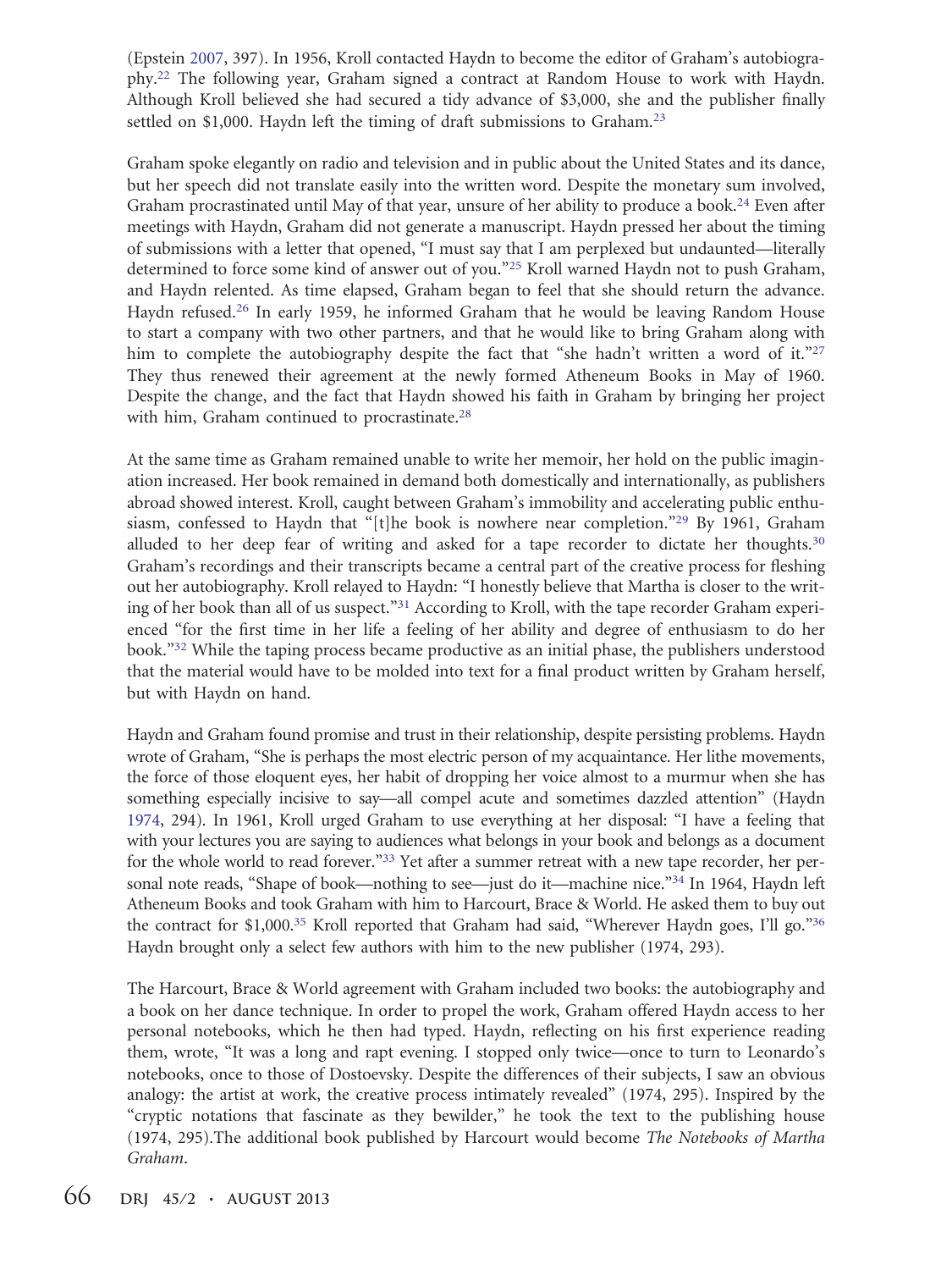(Epstein 2007, 397). In 1956, Kroll contacted Haydn to become the editor of Graham's autobiography.[22] The following year, Graham signed a contract at Random House to work with Haydn. Although Kroll believed she had secured a tidy advance of $3,000, she and the publisher finally settled on $1,000. Haydn left the timing of draft submissions to Graham.[23]

Graham spoke elegantly on radio and television and in public about the United States and its dance, but her speech did not translate easily into the written word. Despite the monetary sum involved, Graham procrastinated until May of that year, unsure of her ability to produce a book.[24] Even after meetings with Haydn, Graham did not generate a manuscript. Haydn pressed her about the timing of submissions with a letter that opened, "I must say that I am perplexed but undaunted—literally determined to force some kind of answer out of you."[25] Kroll warned Haydn not to push Graham, and Haydn relented. As time elapsed, Graham began to feel that she should return the advance. Haydn refused.[26] In early 1959, he informed Graham that he would be leaving Random House to start a company with two other partners, and that he would like to bring Graham along with him to complete the autobiography despite the fact that "she hadn't written a word of it."[27] They thus renewed their agreement at the newly formed Atheneum Books in May of 1960. Despite the change, and the fact that Haydn showed his faith in Graham by bringing her project with him, Graham continued to procrastinate.[28]

At the same time as Graham remained unable to write her memoir, her hold on the public imagination increased. Her book remained in demand both domestically and internationally, as publishers abroad showed interest. Kroll, caught between Graham's immobility and accelerating public enthusiasm, confessed to Haydn that "[t]he book is nowhere near completion."[29] By 1961, Graham alluded to her deep fear of writing and asked for a tape recorder to dictate her thoughts.[30] Graham's recordings and their transcripts became a central part of the creative process for fleshing out her autobiography. Kroll relayed to Haydn: "I honestly believe that Martha is closer to the writing of her book than all of us suspect."[31] According to Kroll, with the tape recorder Graham experienced "for the first time in her life a feeling of her ability and degree of enthusiasm to do her book."[32] While the taping process became productive as an initial phase, the publishers understood that the material would have to be molded into text for a final product written by Graham herself, but with Haydn on hand.

Haydn and Graham found promise and trust in their relationship, despite persisting problems. Haydn wrote of Graham, "She is perhaps the most electric person of my acquaintance. Her lithe movements, the force of those eloquent eyes, her habit of dropping her voice almost to a murmur when she has something especially incisive to say—all compel acute and sometimes dazzled attention" (Haydn 1974, 294). In 1961, Kroll urged Graham to use everything at her disposal: "I have a feeling that with your lectures you are saying to audiences what belongs in your book and belongs as a document for the whole world to read forever."[33] Yet after a summer retreat with a new tape recorder, her personal note reads, "Shape of book—nothing to see—just do it—machine nice."[34] In 1964, Haydn left Atheneum Books and took Graham with him to Harcourt, Brace & World. He asked them to buy out the contract for $1,000.[35] Kroll reported that Graham had said, "Wherever Haydn goes, I'll go."[36] Haydn brought only a select few authors with him to the new publisher (1974, 293).

The Harcourt, Brace & World agreement with Graham included two books: the autobiography and a book on her dance technique. In order to propel the work, Graham offered Haydn access to her personal notebooks, which he then had typed. Haydn, reflecting on his first experience reading them, wrote, "It was a long and rapt evening. I stopped only twice—once to turn to Leonardo's notebooks, once to those of Dostoevsky. Despite the differences of their subjects, I saw an obvious analogy: the artist at work, the creative process intimately revealed" (1974, 295). Inspired by the "cryptic notations that fascinate as they bewilder," he took the text to the publishing house (1974, 295).The additional book published by Harcourt would become *The Notebooks of Martha Graham*.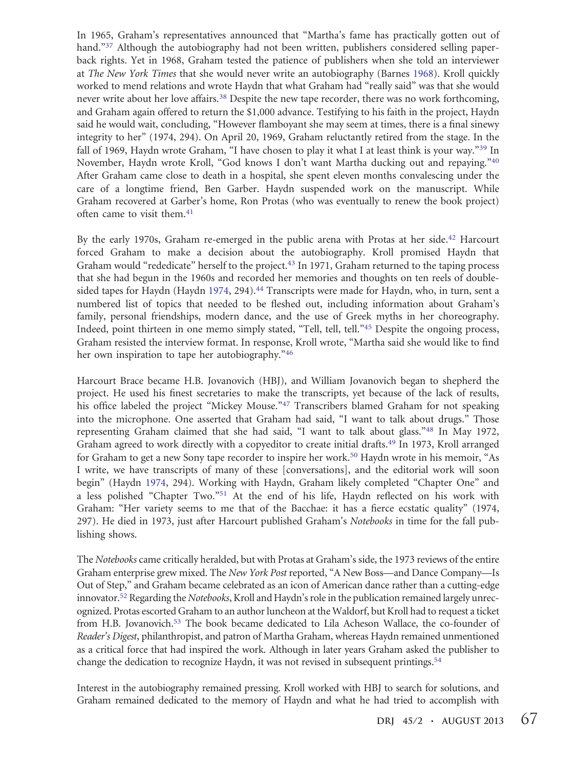In 1965, Graham's representatives announced that "Martha's fame has practically gotten out of hand."[37] Although the autobiography had not been written, publishers considered selling paperback rights. Yet in 1968, Graham tested the patience of publishers when she told an interviewer at *The New York Times* that she would never write an autobiography (Barnes 1968). Kroll quickly worked to mend relations and wrote Haydn that what Graham had "really said" was that she would never write about her love affairs.[38] Despite the new tape recorder, there was no work forthcoming, and Graham again offered to return the $1,000 advance. Testifying to his faith in the project, Haydn said he would wait, concluding, "However flamboyant she may seem at times, there is a final sinewy integrity to her" (1974, 294). On April 20, 1969, Graham reluctantly retired from the stage. In the fall of 1969, Haydn wrote Graham, "I have chosen to play it what I at least think is your way."[39] In November, Haydn wrote Kroll, "God knows I don't want Martha ducking out and repaying."[40] After Graham came close to death in a hospital, she spent eleven months convalescing under the care of a longtime friend, Ben Garber. Haydn suspended work on the manuscript. While Graham recovered at Garber's home, Ron Protas (who was eventually to renew the book project) often came to visit them.[41]

By the early 1970s, Graham re-emerged in the public arena with Protas at her side.[42] Harcourt forced Graham to make a decision about the autobiography. Kroll promised Haydn that Graham would "rededicate" herself to the project.[43] In 1971, Graham returned to the taping process that she had begun in the 1960s and recorded her memories and thoughts on ten reels of double-sided tapes for Haydn (Haydn 1974, 294).[44] Transcripts were made for Haydn, who, in turn, sent a numbered list of topics that needed to be fleshed out, including information about Graham's family, personal friendships, modern dance, and the use of Greek myths in her choreography. Indeed, point thirteen in one memo simply stated, "Tell, tell, tell."[45] Despite the ongoing process, Graham resisted the interview format. In response, Kroll wrote, "Martha said she would like to find her own inspiration to tape her autobiography."[46]

Harcourt Brace became H.B. Jovanovich (HBJ), and William Jovanovich began to shepherd the project. He used his finest secretaries to make the transcripts, yet because of the lack of results, his office labeled the project "Mickey Mouse."[47] Transcribers blamed Graham for not speaking into the microphone. One asserted that Graham had said, "I want to talk about drugs." Those representing Graham claimed that she had said, "I want to talk about glass."[48] In May 1972, Graham agreed to work directly with a copyeditor to create initial drafts.[49] In 1973, Kroll arranged for Graham to get a new Sony tape recorder to inspire her work.[50] Haydn wrote in his memoir, "As I write, we have transcripts of many of these [conversations], and the editorial work will soon begin" (Haydn 1974, 294). Working with Haydn, Graham likely completed "Chapter One" and a less polished "Chapter Two."[51] At the end of his life, Haydn reflected on his work with Graham: "Her variety seems to me that of the Bacchae: it has a fierce ecstatic quality" (1974, 297). He died in 1973, just after Harcourt published Graham's *Notebooks* in time for the fall publishing shows.

The *Notebooks* came critically heralded, but with Protas at Graham's side, the 1973 reviews of the entire Graham enterprise grew mixed. The *New York Post* reported, "A New Boss—and Dance Company—Is Out of Step," and Graham became celebrated as an icon of American dance rather than a cutting-edge innovator.[52] Regarding the *Notebooks*, Kroll and Haydn's role in the publication remained largely unrecognized. Protas escorted Graham to an author luncheon at the Waldorf, but Kroll had to request a ticket from H.B. Jovanovich.[53] The book became dedicated to Lila Acheson Wallace, the co-founder of *Reader's Digest*, philanthropist, and patron of Martha Graham, whereas Haydn remained unmentioned as a critical force that had inspired the work. Although in later years Graham asked the publisher to change the dedication to recognize Haydn, it was not revised in subsequent printings.[54]

Interest in the autobiography remained pressing. Kroll worked with HBJ to search for solutions, and Graham remained dedicated to the memory of Haydn and what he had tried to accomplish with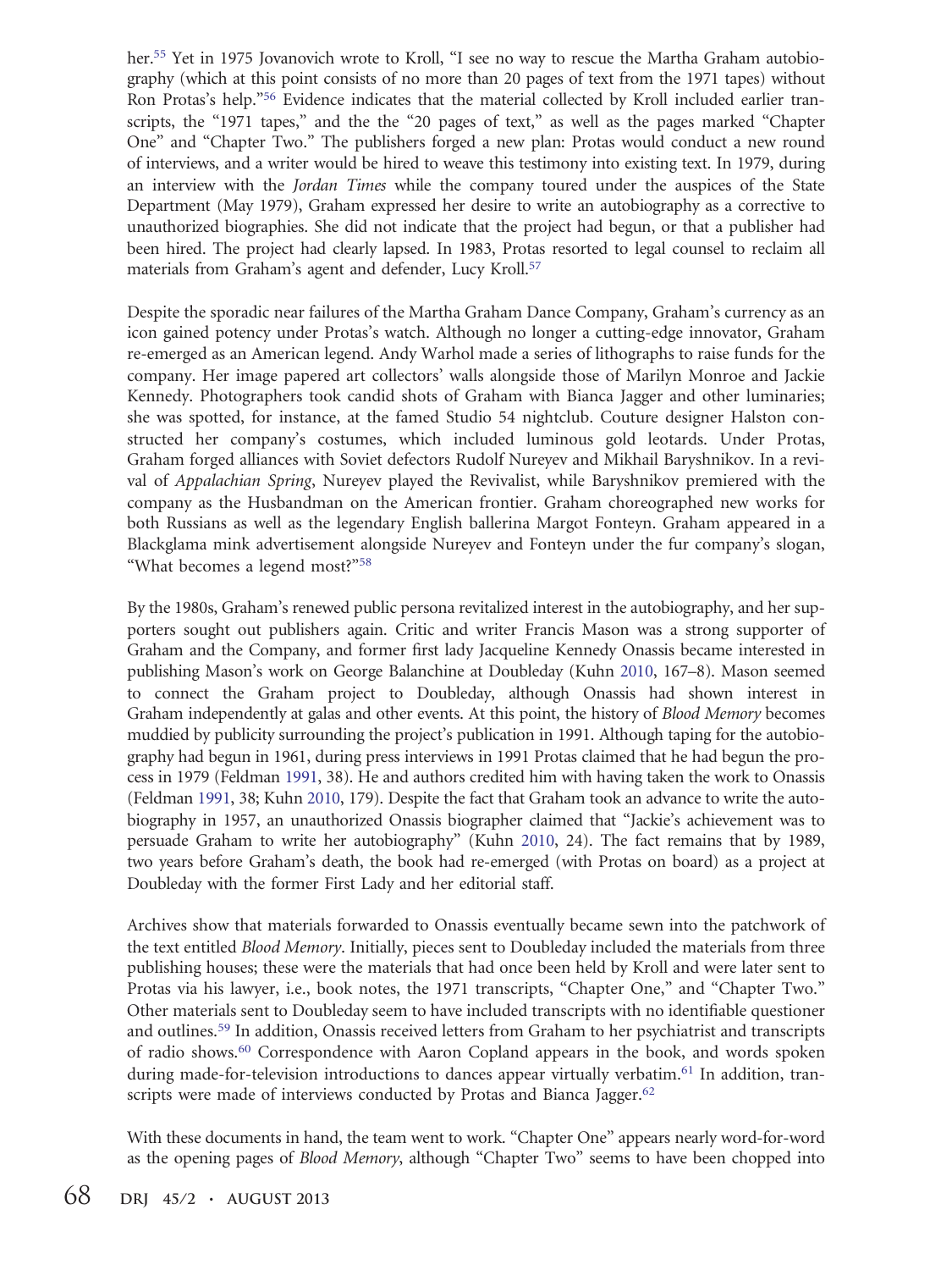her.[55] Yet in 1975 Jovanovich wrote to Kroll, "I see no way to rescue the Martha Graham autobiography (which at this point consists of no more than 20 pages of text from the 1971 tapes) without Ron Protas's help."[56] Evidence indicates that the material collected by Kroll included earlier transcripts, the "1971 tapes," and the the "20 pages of text," as well as the pages marked "Chapter One" and "Chapter Two." The publishers forged a new plan: Protas would conduct a new round of interviews, and a writer would be hired to weave this testimony into existing text. In 1979, during an interview with the *Jordan Times* while the company toured under the auspices of the State Department (May 1979), Graham expressed her desire to write an autobiography as a corrective to unauthorized biographies. She did not indicate that the project had begun, or that a publisher had been hired. The project had clearly lapsed. In 1983, Protas resorted to legal counsel to reclaim all materials from Graham's agent and defender, Lucy Kroll.[57]

Despite the sporadic near failures of the Martha Graham Dance Company, Graham's currency as an icon gained potency under Protas's watch. Although no longer a cutting-edge innovator, Graham re-emerged as an American legend. Andy Warhol made a series of lithographs to raise funds for the company. Her image papered art collectors' walls alongside those of Marilyn Monroe and Jackie Kennedy. Photographers took candid shots of Graham with Bianca Jagger and other luminaries; she was spotted, for instance, at the famed Studio 54 nightclub. Couture designer Halston constructed her company's costumes, which included luminous gold leotards. Under Protas, Graham forged alliances with Soviet defectors Rudolf Nureyev and Mikhail Baryshnikov. In a revival of *Appalachian Spring*, Nureyev played the Revivalist, while Baryshnikov premiered with the company as the Husbandman on the American frontier. Graham choreographed new works for both Russians as well as the legendary English ballerina Margot Fonteyn. Graham appeared in a Blackglama mink advertisement alongside Nureyev and Fonteyn under the fur company's slogan, "What becomes a legend most?"[58]

By the 1980s, Graham's renewed public persona revitalized interest in the autobiography, and her supporters sought out publishers again. Critic and writer Francis Mason was a strong supporter of Graham and the Company, and former first lady Jacqueline Kennedy Onassis became interested in publishing Mason's work on George Balanchine at Doubleday (Kuhn 2010, 167–8). Mason seemed to connect the Graham project to Doubleday, although Onassis had shown interest in Graham independently at galas and other events. At this point, the history of *Blood Memory* becomes muddied by publicity surrounding the project's publication in 1991. Although taping for the autobiography had begun in 1961, during press interviews in 1991 Protas claimed that he had begun the process in 1979 (Feldman 1991, 38). He and authors credited him with having taken the work to Onassis (Feldman 1991, 38; Kuhn 2010, 179). Despite the fact that Graham took an advance to write the autobiography in 1957, an unauthorized Onassis biographer claimed that "Jackie's achievement was to persuade Graham to write her autobiography" (Kuhn 2010, 24). The fact remains that by 1989, two years before Graham's death, the book had re-emerged (with Protas on board) as a project at Doubleday with the former First Lady and her editorial staff.

Archives show that materials forwarded to Onassis eventually became sewn into the patchwork of the text entitled *Blood Memory*. Initially, pieces sent to Doubleday included the materials from three publishing houses; these were the materials that had once been held by Kroll and were later sent to Protas via his lawyer, i.e., book notes, the 1971 transcripts, "Chapter One," and "Chapter Two." Other materials sent to Doubleday seem to have included transcripts with no identifiable questioner and outlines.[59] In addition, Onassis received letters from Graham to her psychiatrist and transcripts of radio shows.[60] Correspondence with Aaron Copland appears in the book, and words spoken during made-for-television introductions to dances appear virtually verbatim.[61] In addition, transcripts were made of interviews conducted by Protas and Bianca Jagger.[62]

With these documents in hand, the team went to work. "Chapter One" appears nearly word-for-word as the opening pages of *Blood Memory*, although "Chapter Two" seems to have been chopped into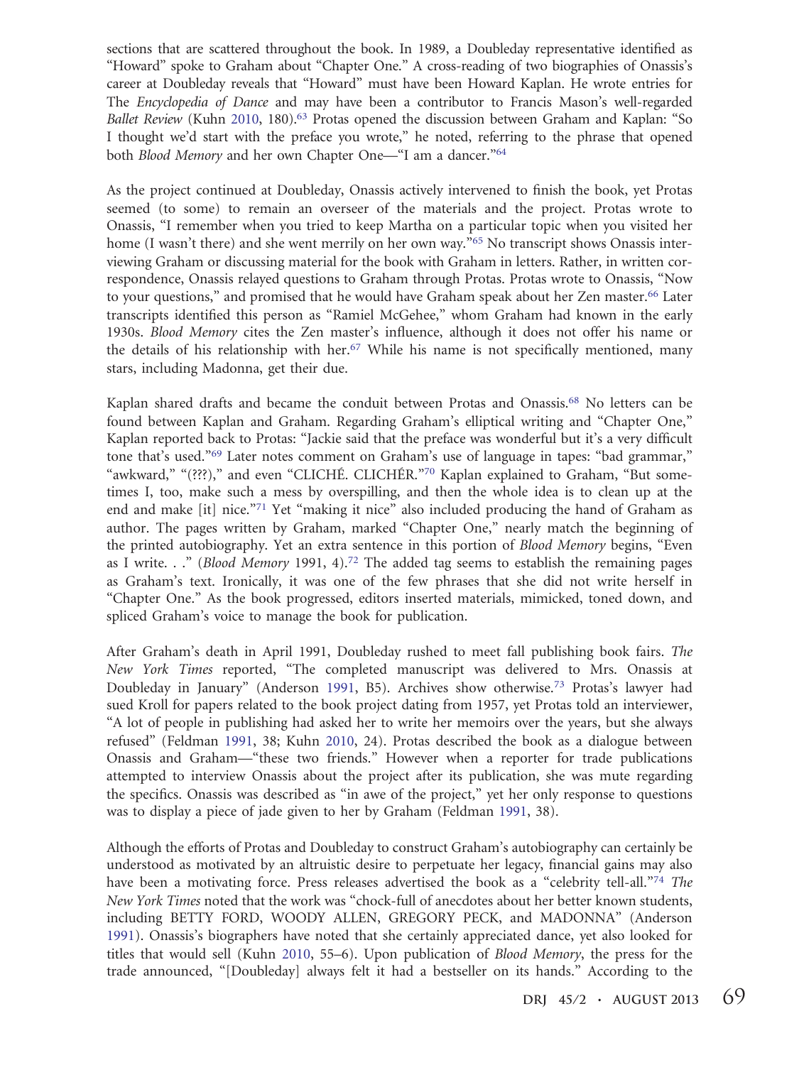sections that are scattered throughout the book. In 1989, a Doubleday representative identified as "Howard" spoke to Graham about "Chapter One." A cross-reading of two biographies of Onassis's career at Doubleday reveals that "Howard" must have been Howard Kaplan. He wrote entries for The *Encyclopedia of Dance* and may have been a contributor to Francis Mason's well-regarded *Ballet Review* (Kuhn 2010, 180).[63] Protas opened the discussion between Graham and Kaplan: "So I thought we'd start with the preface you wrote," he noted, referring to the phrase that opened both *Blood Memory* and her own Chapter One—"I am a dancer."[64]

As the project continued at Doubleday, Onassis actively intervened to finish the book, yet Protas seemed (to some) to remain an overseer of the materials and the project. Protas wrote to Onassis, "I remember when you tried to keep Martha on a particular topic when you visited her home (I wasn't there) and she went merrily on her own way."[65] No transcript shows Onassis interviewing Graham or discussing material for the book with Graham in letters. Rather, in written correspondence, Onassis relayed questions to Graham through Protas. Protas wrote to Onassis, "Now to your questions," and promised that he would have Graham speak about her Zen master.[66] Later transcripts identified this person as "Ramiel McGehee," whom Graham had known in the early 1930s. *Blood Memory* cites the Zen master's influence, although it does not offer his name or the details of his relationship with her.[67] While his name is not specifically mentioned, many stars, including Madonna, get their due.

Kaplan shared drafts and became the conduit between Protas and Onassis.[68] No letters can be found between Kaplan and Graham. Regarding Graham's elliptical writing and "Chapter One," Kaplan reported back to Protas: "Jackie said that the preface was wonderful but it's a very difficult tone that's used."[69] Later notes comment on Graham's use of language in tapes: "bad grammar," "awkward," "(???)," and even "CLICHÉ. CLICHÉR."[70] Kaplan explained to Graham, "But sometimes I, too, make such a mess by overspilling, and then the whole idea is to clean up at the end and make [it] nice."[71] Yet "making it nice" also included producing the hand of Graham as author. The pages written by Graham, marked "Chapter One," nearly match the beginning of the printed autobiography. Yet an extra sentence in this portion of *Blood Memory* begins, "Even as I write. . ." (*Blood Memory* 1991, 4).[72] The added tag seems to establish the remaining pages as Graham's text. Ironically, it was one of the few phrases that she did not write herself in "Chapter One." As the book progressed, editors inserted materials, mimicked, toned down, and spliced Graham's voice to manage the book for publication.

After Graham's death in April 1991, Doubleday rushed to meet fall publishing book fairs. *The New York Times* reported, "The completed manuscript was delivered to Mrs. Onassis at Doubleday in January" (Anderson 1991, B5). Archives show otherwise.[73] Protas's lawyer had sued Kroll for papers related to the book project dating from 1957, yet Protas told an interviewer, "A lot of people in publishing had asked her to write her memoirs over the years, but she always refused" (Feldman 1991, 38; Kuhn 2010, 24). Protas described the book as a dialogue between Onassis and Graham—"these two friends." However when a reporter for trade publications attempted to interview Onassis about the project after its publication, she was mute regarding the specifics. Onassis was described as "in awe of the project," yet her only response to questions was to display a piece of jade given to her by Graham (Feldman 1991, 38).

Although the efforts of Protas and Doubleday to construct Graham's autobiography can certainly be understood as motivated by an altruistic desire to perpetuate her legacy, financial gains may also have been a motivating force. Press releases advertised the book as a "celebrity tell-all."[74] *The New York Times* noted that the work was "chock-full of anecdotes about her better known students, including BETTY FORD, WOODY ALLEN, GREGORY PECK, and MADONNA" (Anderson 1991). Onassis's biographers have noted that she certainly appreciated dance, yet also looked for titles that would sell (Kuhn 2010, 55–6). Upon publication of *Blood Memory*, the press for the trade announced, "[Doubleday] always felt it had a bestseller on its hands." According to the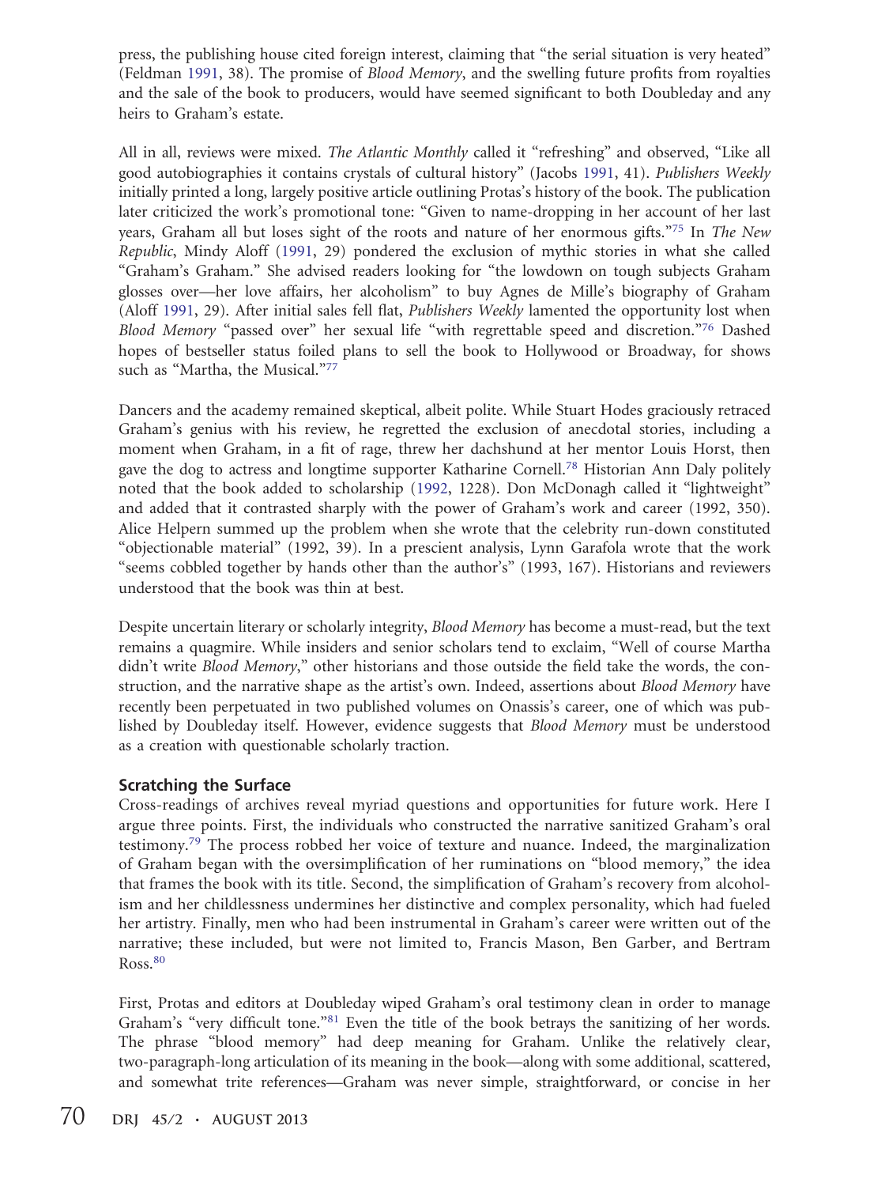press, the publishing house cited foreign interest, claiming that "the serial situation is very heated" (Feldman 1991, 38). The promise of *Blood Memory*, and the swelling future profits from royalties and the sale of the book to producers, would have seemed significant to both Doubleday and any heirs to Graham's estate.

All in all, reviews were mixed. *The Atlantic Monthly* called it "refreshing" and observed, "Like all good autobiographies it contains crystals of cultural history" (Jacobs 1991, 41). *Publishers Weekly* initially printed a long, largely positive article outlining Protas's history of the book. The publication later criticized the work's promotional tone: "Given to name-dropping in her account of her last years, Graham all but loses sight of the roots and nature of her enormous gifts."[75] In *The New Republic*, Mindy Aloff (1991, 29) pondered the exclusion of mythic stories in what she called "Graham's Graham." She advised readers looking for "the lowdown on tough subjects Graham glosses over—her love affairs, her alcoholism" to buy Agnes de Mille's biography of Graham (Aloff 1991, 29). After initial sales fell flat, *Publishers Weekly* lamented the opportunity lost when *Blood Memory* "passed over" her sexual life "with regrettable speed and discretion."[76] Dashed hopes of bestseller status foiled plans to sell the book to Hollywood or Broadway, for shows such as "Martha, the Musical."[77]

Dancers and the academy remained skeptical, albeit polite. While Stuart Hodes graciously retraced Graham's genius with his review, he regretted the exclusion of anecdotal stories, including a moment when Graham, in a fit of rage, threw her dachshund at her mentor Louis Horst, then gave the dog to actress and longtime supporter Katharine Cornell.[78] Historian Ann Daly politely noted that the book added to scholarship (1992, 1228). Don McDonagh called it "lightweight" and added that it contrasted sharply with the power of Graham's work and career (1992, 350). Alice Helpern summed up the problem when she wrote that the celebrity run-down constituted "objectionable material" (1992, 39). In a prescient analysis, Lynn Garafola wrote that the work "seems cobbled together by hands other than the author's" (1993, 167). Historians and reviewers understood that the book was thin at best.

Despite uncertain literary or scholarly integrity, *Blood Memory* has become a must-read, but the text remains a quagmire. While insiders and senior scholars tend to exclaim, "Well of course Martha didn't write *Blood Memory*," other historians and those outside the field take the words, the construction, and the narrative shape as the artist's own. Indeed, assertions about *Blood Memory* have recently been perpetuated in two published volumes on Onassis's career, one of which was published by Doubleday itself. However, evidence suggests that *Blood Memory* must be understood as a creation with questionable scholarly traction.

### Scratching the Surface

Cross-readings of archives reveal myriad questions and opportunities for future work. Here I argue three points. First, the individuals who constructed the narrative sanitized Graham's oral testimony.[79] The process robbed her voice of texture and nuance. Indeed, the marginalization of Graham began with the oversimplification of her ruminations on "blood memory," the idea that frames the book with its title. Second, the simplification of Graham's recovery from alcoholism and her childlessness undermines her distinctive and complex personality, which had fueled her artistry. Finally, men who had been instrumental in Graham's career were written out of the narrative; these included, but were not limited to, Francis Mason, Ben Garber, and Bertram Ross.[80]

First, Protas and editors at Doubleday wiped Graham's oral testimony clean in order to manage Graham's "very difficult tone."[81] Even the title of the book betrays the sanitizing of her words. The phrase "blood memory" had deep meaning for Graham. Unlike the relatively clear, two-paragraph-long articulation of its meaning in the book—along with some additional, scattered, and somewhat trite references—Graham was never simple, straightforward, or concise in her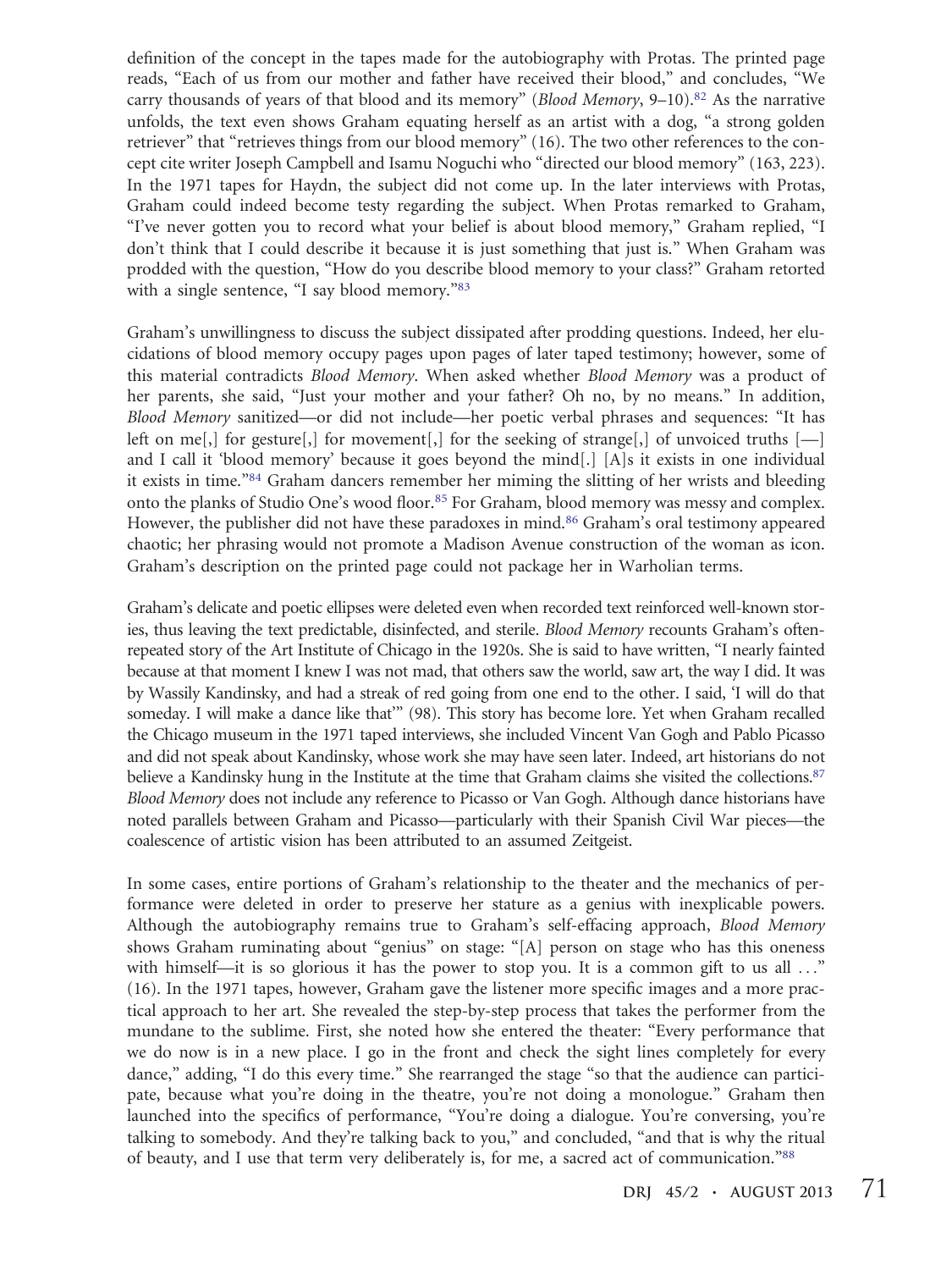definition of the concept in the tapes made for the autobiography with Protas. The printed page reads, "Each of us from our mother and father have received their blood," and concludes, "We carry thousands of years of that blood and its memory" (*Blood Memory*, 9–10).[82] As the narrative unfolds, the text even shows Graham equating herself as an artist with a dog, "a strong golden retriever" that "retrieves things from our blood memory" (16). The two other references to the concept cite writer Joseph Campbell and Isamu Noguchi who "directed our blood memory" (163, 223). In the 1971 tapes for Haydn, the subject did not come up. In the later interviews with Protas, Graham could indeed become testy regarding the subject. When Protas remarked to Graham, "I've never gotten you to record what your belief is about blood memory," Graham replied, "I don't think that I could describe it because it is just something that just is." When Graham was prodded with the question, "How do you describe blood memory to your class?" Graham retorted with a single sentence, "I say blood memory."[83]

Graham's unwillingness to discuss the subject dissipated after prodding questions. Indeed, her elucidations of blood memory occupy pages upon pages of later taped testimony; however, some of this material contradicts *Blood Memory*. When asked whether *Blood Memory* was a product of her parents, she said, "Just your mother and your father? Oh no, by no means." In addition, *Blood Memory* sanitized—or did not include—her poetic verbal phrases and sequences: "It has left on me[,] for gesture[,] for movement[,] for the seeking of strange[,] of unvoiced truths [—] and I call it 'blood memory' because it goes beyond the mind[.] [A]s it exists in one individual it exists in time."[84] Graham dancers remember her miming the slitting of her wrists and bleeding onto the planks of Studio One's wood floor.[85] For Graham, blood memory was messy and complex. However, the publisher did not have these paradoxes in mind.[86] Graham's oral testimony appeared chaotic; her phrasing would not promote a Madison Avenue construction of the woman as icon. Graham's description on the printed page could not package her in Warholian terms.

Graham's delicate and poetic ellipses were deleted even when recorded text reinforced well-known stories, thus leaving the text predictable, disinfected, and sterile. *Blood Memory* recounts Graham's often-repeated story of the Art Institute of Chicago in the 1920s. She is said to have written, "I nearly fainted because at that moment I knew I was not mad, that others saw the world, saw art, the way I did. It was by Wassily Kandinsky, and had a streak of red going from one end to the other. I said, 'I will do that someday. I will make a dance like that'" (98). This story has become lore. Yet when Graham recalled the Chicago museum in the 1971 taped interviews, she included Vincent Van Gogh and Pablo Picasso and did not speak about Kandinsky, whose work she may have seen later. Indeed, art historians do not believe a Kandinsky hung in the Institute at the time that Graham claims she visited the collections.[87] *Blood Memory* does not include any reference to Picasso or Van Gogh. Although dance historians have noted parallels between Graham and Picasso—particularly with their Spanish Civil War pieces—the coalescence of artistic vision has been attributed to an assumed Zeitgeist.

In some cases, entire portions of Graham's relationship to the theater and the mechanics of performance were deleted in order to preserve her stature as a genius with inexplicable powers. Although the autobiography remains true to Graham's self-effacing approach, *Blood Memory* shows Graham ruminating about "genius" on stage: "[A] person on stage who has this oneness with himself—it is so glorious it has the power to stop you. It is a common gift to us all . . ." (16). In the 1971 tapes, however, Graham gave the listener more specific images and a more practical approach to her art. She revealed the step-by-step process that takes the performer from the mundane to the sublime. First, she noted how she entered the theater: "Every performance that we do now is in a new place. I go in the front and check the sight lines completely for every dance," adding, "I do this every time." She rearranged the stage "so that the audience can participate, because what you're doing in the theatre, you're not doing a monologue." Graham then launched into the specifics of performance, "You're doing a dialogue. You're conversing, you're talking to somebody. And they're talking back to you," and concluded, "and that is why the ritual of beauty, and I use that term very deliberately is, for me, a sacred act of communication."[88]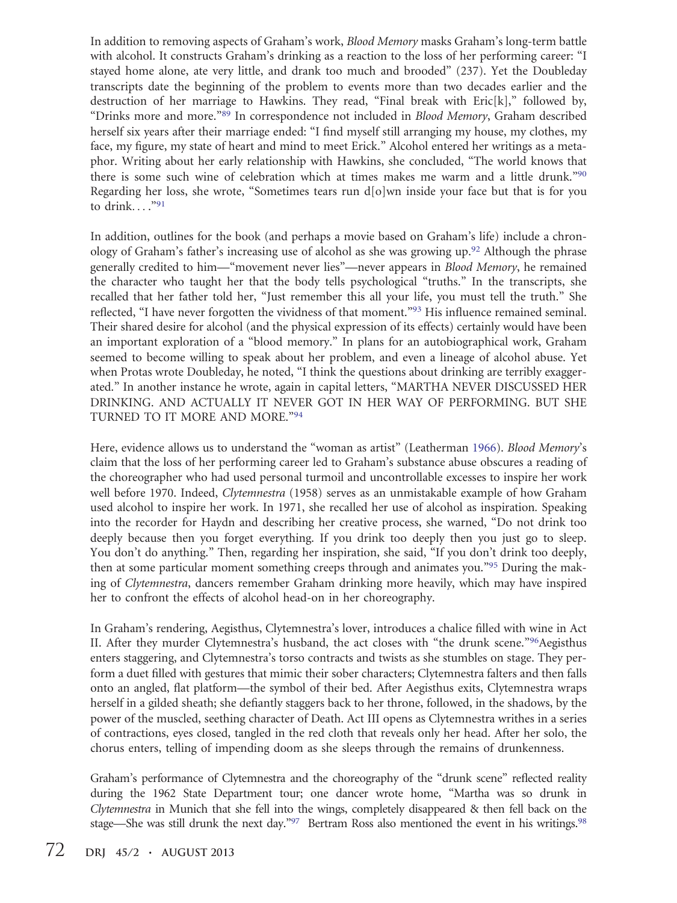In addition to removing aspects of Graham's work, *Blood Memory* masks Graham's long-term battle with alcohol. It constructs Graham's drinking as a reaction to the loss of her performing career: "I stayed home alone, ate very little, and drank too much and brooded" (237). Yet the Doubleday transcripts date the beginning of the problem to events more than two decades earlier and the destruction of her marriage to Hawkins. They read, "Final break with Eric[k]," followed by, "Drinks more and more."[89] In correspondence not included in *Blood Memory*, Graham described herself six years after their marriage ended: "I find myself still arranging my house, my clothes, my face, my figure, my state of heart and mind to meet Erick." Alcohol entered her writings as a metaphor. Writing about her early relationship with Hawkins, she concluded, "The world knows that there is some such wine of celebration which at times makes me warm and a little drunk."[90] Regarding her loss, she wrote, "Sometimes tears run d[o]wn inside your face but that is for you to drink. . . ."[91]

In addition, outlines for the book (and perhaps a movie based on Graham's life) include a chronology of Graham's father's increasing use of alcohol as she was growing up.[92] Although the phrase generally credited to him—"movement never lies"—never appears in *Blood Memory*, he remained the character who taught her that the body tells psychological "truths." In the transcripts, she recalled that her father told her, "Just remember this all your life, you must tell the truth." She reflected, "I have never forgotten the vividness of that moment."[93] His influence remained seminal. Their shared desire for alcohol (and the physical expression of its effects) certainly would have been an important exploration of a "blood memory." In plans for an autobiographical work, Graham seemed to become willing to speak about her problem, and even a lineage of alcohol abuse. Yet when Protas wrote Doubleday, he noted, "I think the questions about drinking are terribly exaggerated." In another instance he wrote, again in capital letters, "MARTHA NEVER DISCUSSED HER DRINKING. AND ACTUALLY IT NEVER GOT IN HER WAY OF PERFORMING. BUT SHE TURNED TO IT MORE AND MORE."[94]

Here, evidence allows us to understand the "woman as artist" (Leatherman 1966). *Blood Memory*'s claim that the loss of her performing career led to Graham's substance abuse obscures a reading of the choreographer who had used personal turmoil and uncontrollable excesses to inspire her work well before 1970. Indeed, *Clytemnestra* (1958) serves as an unmistakable example of how Graham used alcohol to inspire her work. In 1971, she recalled her use of alcohol as inspiration. Speaking into the recorder for Haydn and describing her creative process, she warned, "Do not drink too deeply because then you forget everything. If you drink too deeply then you just go to sleep. You don't do anything." Then, regarding her inspiration, she said, "If you don't drink too deeply, then at some particular moment something creeps through and animates you."[95] During the making of *Clytemnestra*, dancers remember Graham drinking more heavily, which may have inspired her to confront the effects of alcohol head-on in her choreography.

In Graham's rendering, Aegisthus, Clytemnestra's lover, introduces a chalice filled with wine in Act II. After they murder Clytemnestra's husband, the act closes with "the drunk scene."[96] Aegisthus enters staggering, and Clytemnestra's torso contracts and twists as she stumbles on stage. They perform a duet filled with gestures that mimic their sober characters; Clytemnestra falters and then falls onto an angled, flat platform—the symbol of their bed. After Aegisthus exits, Clytemnestra wraps herself in a gilded sheath; she defiantly staggers back to her throne, followed, in the shadows, by the power of the muscled, seething character of Death. Act III opens as Clytemnestra writhes in a series of contractions, eyes closed, tangled in the red cloth that reveals only her head. After her solo, the chorus enters, telling of impending doom as she sleeps through the remains of drunkenness.

Graham's performance of Clytemnestra and the choreography of the "drunk scene" reflected reality during the 1962 State Department tour; one dancer wrote home, "Martha was so drunk in *Clytemnestra* in Munich that she fell into the wings, completely disappeared & then fell back on the stage—She was still drunk the next day."[97] Bertram Ross also mentioned the event in his writings.[98]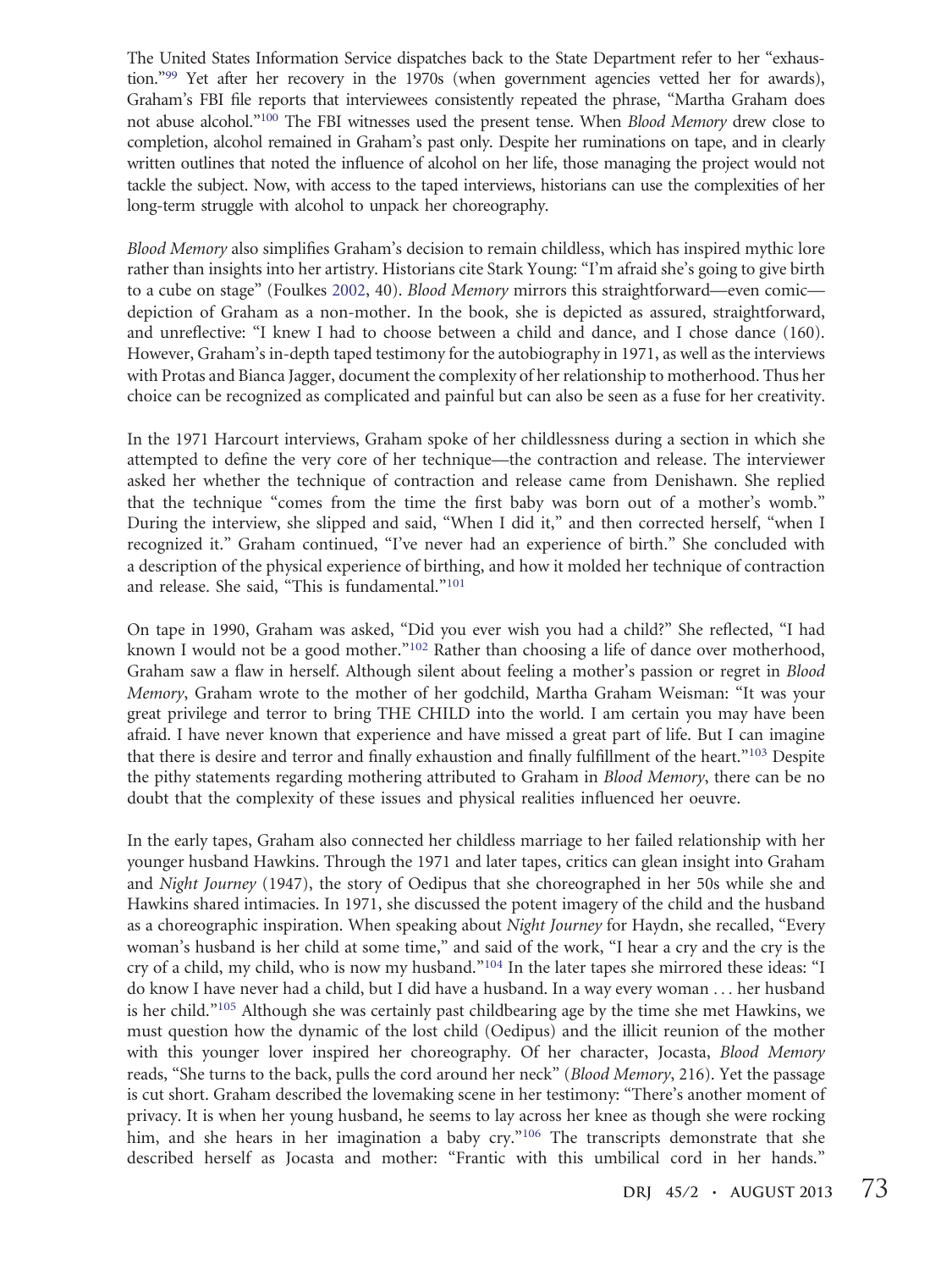The United States Information Service dispatches back to the State Department refer to her "exhaustion."[99] Yet after her recovery in the 1970s (when government agencies vetted her for awards), Graham's FBI file reports that interviewees consistently repeated the phrase, "Martha Graham does not abuse alcohol."[100] The FBI witnesses used the present tense. When *Blood Memory* drew close to completion, alcohol remained in Graham's past only. Despite her ruminations on tape, and in clearly written outlines that noted the influence of alcohol on her life, those managing the project would not tackle the subject. Now, with access to the taped interviews, historians can use the complexities of her long-term struggle with alcohol to unpack her choreography.

*Blood Memory* also simplifies Graham's decision to remain childless, which has inspired mythic lore rather than insights into her artistry. Historians cite Stark Young: "I'm afraid she's going to give birth to a cube on stage" (Foulkes 2002, 40). *Blood Memory* mirrors this straightforward—even comic—depiction of Graham as a non-mother. In the book, she is depicted as assured, straightforward, and unreflective: "I knew I had to choose between a child and dance, and I chose dance (160). However, Graham's in-depth taped testimony for the autobiography in 1971, as well as the interviews with Protas and Bianca Jagger, document the complexity of her relationship to motherhood. Thus her choice can be recognized as complicated and painful but can also be seen as a fuse for her creativity.

In the 1971 Harcourt interviews, Graham spoke of her childlessness during a section in which she attempted to define the very core of her technique—the contraction and release. The interviewer asked her whether the technique of contraction and release came from Denishawn. She replied that the technique "comes from the time the first baby was born out of a mother's womb." During the interview, she slipped and said, "When I did it," and then corrected herself, "when I recognized it." Graham continued, "I've never had an experience of birth." She concluded with a description of the physical experience of birthing, and how it molded her technique of contraction and release. She said, "This is fundamental."[101]

On tape in 1990, Graham was asked, "Did you ever wish you had a child?" She reflected, "I had known I would not be a good mother."[102] Rather than choosing a life of dance over motherhood, Graham saw a flaw in herself. Although silent about feeling a mother's passion or regret in *Blood Memory*, Graham wrote to the mother of her godchild, Martha Graham Weisman: "It was your great privilege and terror to bring THE CHILD into the world. I am certain you may have been afraid. I have never known that experience and have missed a great part of life. But I can imagine that there is desire and terror and finally exhaustion and finally fulfillment of the heart."[103] Despite the pithy statements regarding mothering attributed to Graham in *Blood Memory*, there can be no doubt that the complexity of these issues and physical realities influenced her oeuvre.

In the early tapes, Graham also connected her childless marriage to her failed relationship with her younger husband Hawkins. Through the 1971 and later tapes, critics can glean insight into Graham and *Night Journey* (1947), the story of Oedipus that she choreographed in her 50s while she and Hawkins shared intimacies. In 1971, she discussed the potent imagery of the child and the husband as a choreographic inspiration. When speaking about *Night Journey* for Haydn, she recalled, "Every woman's husband is her child at some time," and said of the work, "I hear a cry and the cry is the cry of a child, my child, who is now my husband."[104] In the later tapes she mirrored these ideas: "I do know I have never had a child, but I did have a husband. In a way every woman . . . her husband is her child."[105] Although she was certainly past childbearing age by the time she met Hawkins, we must question how the dynamic of the lost child (Oedipus) and the illicit reunion of the mother with this younger lover inspired her choreography. Of her character, Jocasta, *Blood Memory* reads, "She turns to the back, pulls the cord around her neck" (*Blood Memory*, 216). Yet the passage is cut short. Graham described the lovemaking scene in her testimony: "There's another moment of privacy. It is when her young husband, he seems to lay across her knee as though she were rocking him, and she hears in her imagination a baby cry."[106] The transcripts demonstrate that she described herself as Jocasta and mother: "Frantic with this umbilical cord in her hands."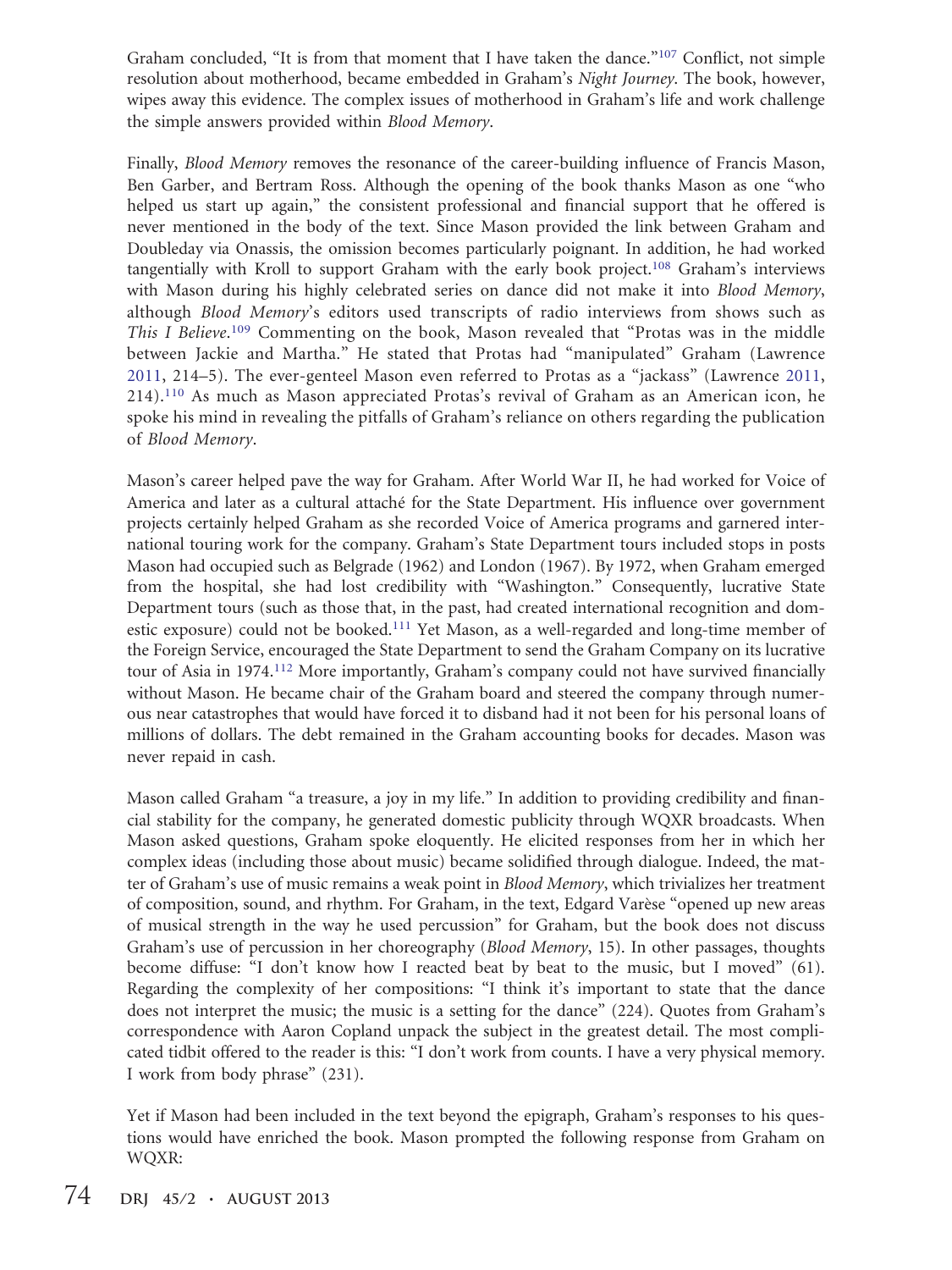Graham concluded, "It is from that moment that I have taken the dance."[107] Conflict, not simple resolution about motherhood, became embedded in Graham's *Night Journey*. The book, however, wipes away this evidence. The complex issues of motherhood in Graham's life and work challenge the simple answers provided within *Blood Memory*.

Finally, *Blood Memory* removes the resonance of the career-building influence of Francis Mason, Ben Garber, and Bertram Ross. Although the opening of the book thanks Mason as one "who helped us start up again," the consistent professional and financial support that he offered is never mentioned in the body of the text. Since Mason provided the link between Graham and Doubleday via Onassis, the omission becomes particularly poignant. In addition, he had worked tangentially with Kroll to support Graham with the early book project.[108] Graham's interviews with Mason during his highly celebrated series on dance did not make it into *Blood Memory*, although *Blood Memory*'s editors used transcripts of radio interviews from shows such as *This I Believe*.[109] Commenting on the book, Mason revealed that "Protas was in the middle between Jackie and Martha." He stated that Protas had "manipulated" Graham (Lawrence 2011, 214–5). The ever-genteel Mason even referred to Protas as a "jackass" (Lawrence 2011, 214).[110] As much as Mason appreciated Protas's revival of Graham as an American icon, he spoke his mind in revealing the pitfalls of Graham's reliance on others regarding the publication of *Blood Memory*.

Mason's career helped pave the way for Graham. After World War II, he had worked for Voice of America and later as a cultural attaché for the State Department. His influence over government projects certainly helped Graham as she recorded Voice of America programs and garnered international touring work for the company. Graham's State Department tours included stops in posts Mason had occupied such as Belgrade (1962) and London (1967). By 1972, when Graham emerged from the hospital, she had lost credibility with "Washington." Consequently, lucrative State Department tours (such as those that, in the past, had created international recognition and domestic exposure) could not be booked.[111] Yet Mason, as a well-regarded and long-time member of the Foreign Service, encouraged the State Department to send the Graham Company on its lucrative tour of Asia in 1974.[112] More importantly, Graham's company could not have survived financially without Mason. He became chair of the Graham board and steered the company through numerous near catastrophes that would have forced it to disband had it not been for his personal loans of millions of dollars. The debt remained in the Graham accounting books for decades. Mason was never repaid in cash.

Mason called Graham "a treasure, a joy in my life." In addition to providing credibility and financial stability for the company, he generated domestic publicity through WQXR broadcasts. When Mason asked questions, Graham spoke eloquently. He elicited responses from her in which her complex ideas (including those about music) became solidified through dialogue. Indeed, the matter of Graham's use of music remains a weak point in *Blood Memory*, which trivializes her treatment of composition, sound, and rhythm. For Graham, in the text, Edgard Varèse "opened up new areas of musical strength in the way he used percussion" for Graham, but the book does not discuss Graham's use of percussion in her choreography (*Blood Memory*, 15). In other passages, thoughts become diffuse: "I don't know how I reacted beat by beat to the music, but I moved" (61). Regarding the complexity of her compositions: "I think it's important to state that the dance does not interpret the music; the music is a setting for the dance" (224). Quotes from Graham's correspondence with Aaron Copland unpack the subject in the greatest detail. The most complicated tidbit offered to the reader is this: "I don't work from counts. I have a very physical memory. I work from body phrase" (231).

Yet if Mason had been included in the text beyond the epigraph, Graham's responses to his questions would have enriched the book. Mason prompted the following response from Graham on WQXR: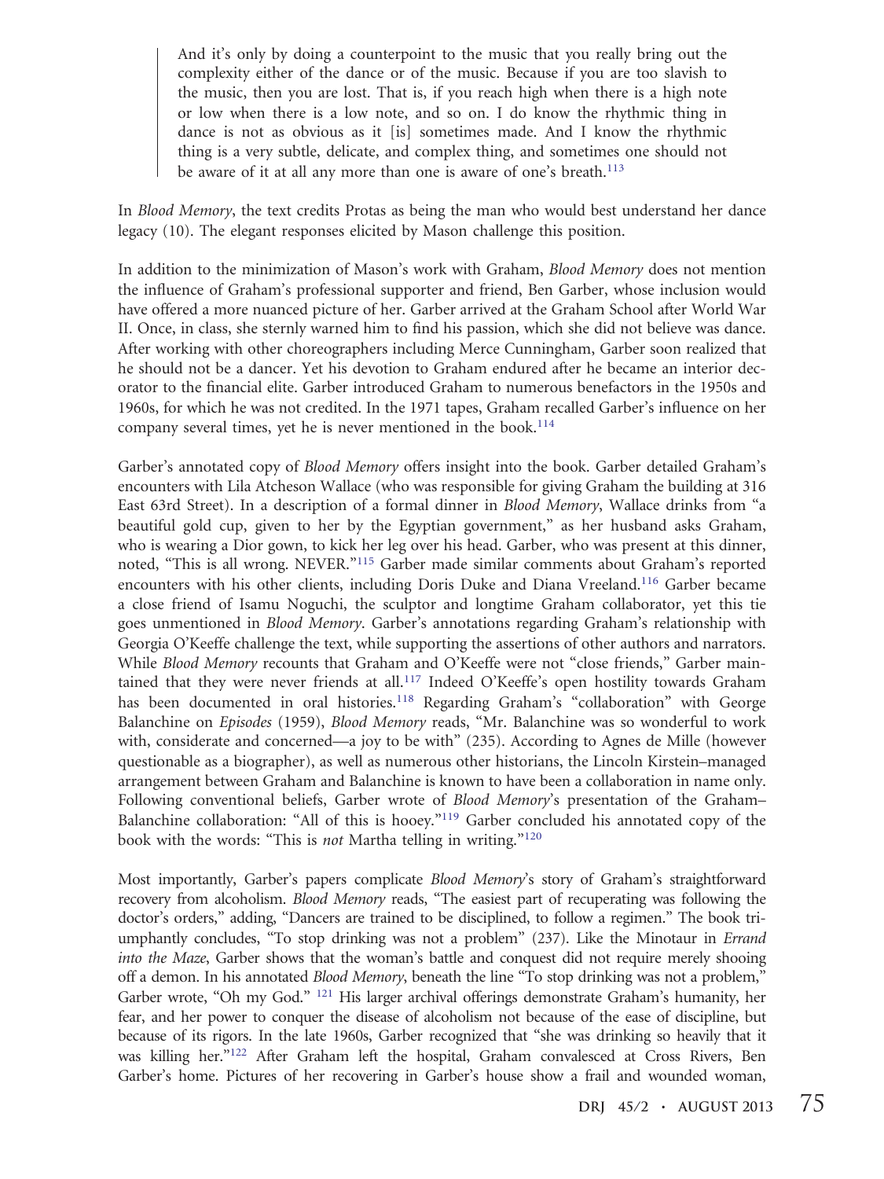> And it's only by doing a counterpoint to the music that you really bring out the complexity either of the dance or of the music. Because if you are too slavish to the music, then you are lost. That is, if you reach high when there is a high note or low when there is a low note, and so on. I do know the rhythmic thing in dance is not as obvious as it [is] sometimes made. And I know the rhythmic thing is a very subtle, delicate, and complex thing, and sometimes one should not be aware of it at all any more than one is aware of one's breath.[113]

In *Blood Memory*, the text credits Protas as being the man who would best understand her dance legacy (10). The elegant responses elicited by Mason challenge this position.

In addition to the minimization of Mason's work with Graham, *Blood Memory* does not mention the influence of Graham's professional supporter and friend, Ben Garber, whose inclusion would have offered a more nuanced picture of her. Garber arrived at the Graham School after World War II. Once, in class, she sternly warned him to find his passion, which she did not believe was dance. After working with other choreographers including Merce Cunningham, Garber soon realized that he should not be a dancer. Yet his devotion to Graham endured after he became an interior decorator to the financial elite. Garber introduced Graham to numerous benefactors in the 1950s and 1960s, for which he was not credited. In the 1971 tapes, Graham recalled Garber's influence on her company several times, yet he is never mentioned in the book.[114]

Garber's annotated copy of *Blood Memory* offers insight into the book. Garber detailed Graham's encounters with Lila Atcheson Wallace (who was responsible for giving Graham the building at 316 East 63rd Street). In a description of a formal dinner in *Blood Memory*, Wallace drinks from "a beautiful gold cup, given to her by the Egyptian government," as her husband asks Graham, who is wearing a Dior gown, to kick her leg over his head. Garber, who was present at this dinner, noted, "This is all wrong. NEVER."[115] Garber made similar comments about Graham's reported encounters with his other clients, including Doris Duke and Diana Vreeland.[116] Garber became a close friend of Isamu Noguchi, the sculptor and longtime Graham collaborator, yet this tie goes unmentioned in *Blood Memory*. Garber's annotations regarding Graham's relationship with Georgia O'Keeffe challenge the text, while supporting the assertions of other authors and narrators. While *Blood Memory* recounts that Graham and O'Keeffe were not "close friends," Garber maintained that they were never friends at all.[117] Indeed O'Keeffe's open hostility towards Graham has been documented in oral histories.[118] Regarding Graham's "collaboration" with George Balanchine on *Episodes* (1959), *Blood Memory* reads, "Mr. Balanchine was so wonderful to work with, considerate and concerned—a joy to be with" (235). According to Agnes de Mille (however questionable as a biographer), as well as numerous other historians, the Lincoln Kirstein–managed arrangement between Graham and Balanchine is known to have been a collaboration in name only. Following conventional beliefs, Garber wrote of *Blood Memory*'s presentation of the Graham–Balanchine collaboration: "All of this is hooey."[119] Garber concluded his annotated copy of the book with the words: "This is *not* Martha telling in writing."[120]

Most importantly, Garber's papers complicate *Blood Memory*'s story of Graham's straightforward recovery from alcoholism. *Blood Memory* reads, "The easiest part of recuperating was following the doctor's orders," adding, "Dancers are trained to be disciplined, to follow a regimen." The book triumphantly concludes, "To stop drinking was not a problem" (237). Like the Minotaur in *Errand into the Maze*, Garber shows that the woman's battle and conquest did not require merely shooing off a demon. In his annotated *Blood Memory*, beneath the line "To stop drinking was not a problem," Garber wrote, "Oh my God." [121] His larger archival offerings demonstrate Graham's humanity, her fear, and her power to conquer the disease of alcoholism not because of the ease of discipline, but because of its rigors. In the late 1960s, Garber recognized that "she was drinking so heavily that it was killing her."[122] After Graham left the hospital, Graham convalesced at Cross Rivers, Ben Garber's home. Pictures of her recovering in Garber's house show a frail and wounded woman,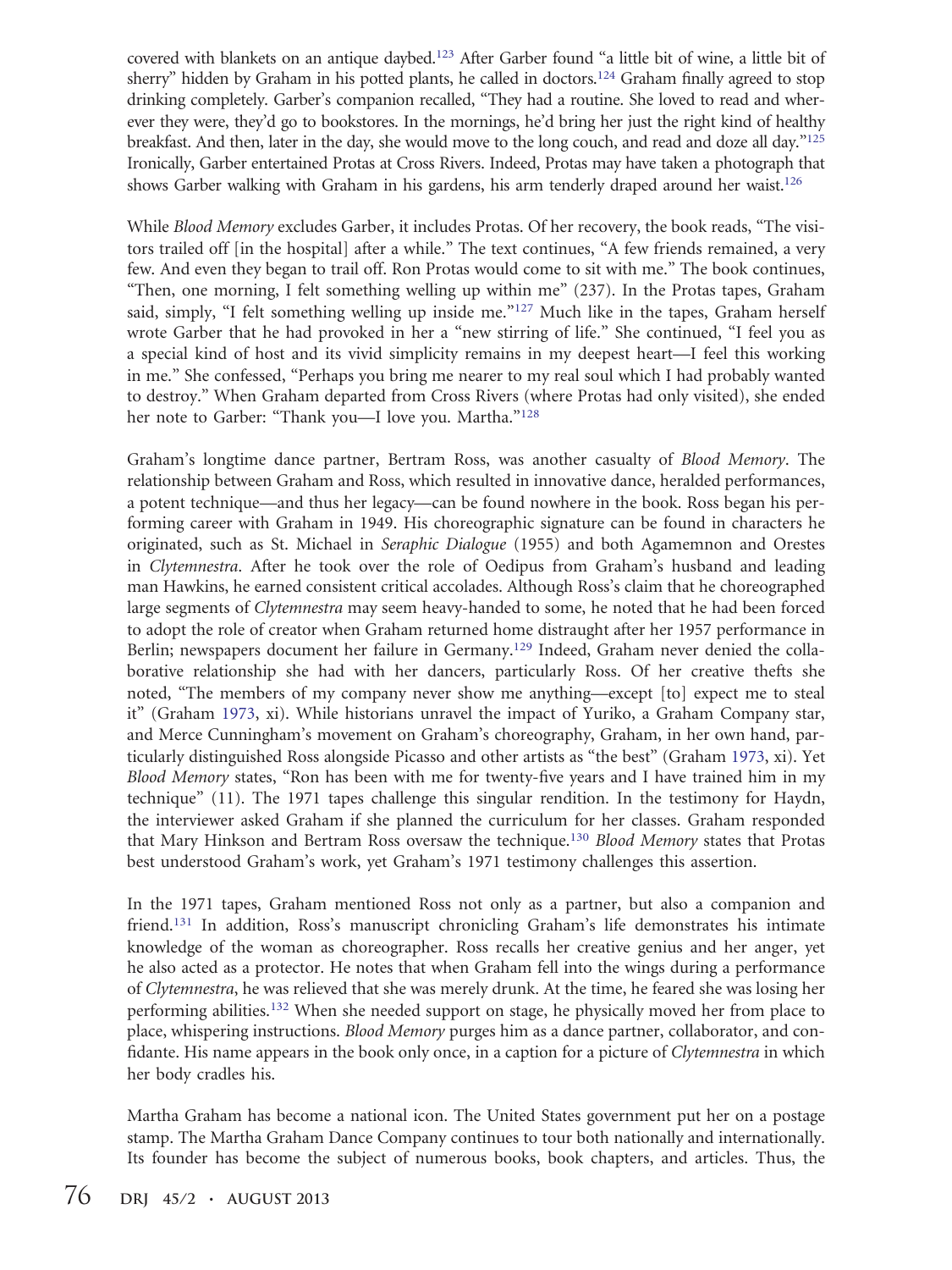covered with blankets on an antique daybed.[123] After Garber found "a little bit of wine, a little bit of sherry" hidden by Graham in his potted plants, he called in doctors.[124] Graham finally agreed to stop drinking completely. Garber's companion recalled, "They had a routine. She loved to read and wherever they were, they'd go to bookstores. In the mornings, he'd bring her just the right kind of healthy breakfast. And then, later in the day, she would move to the long couch, and read and doze all day."[125] Ironically, Garber entertained Protas at Cross Rivers. Indeed, Protas may have taken a photograph that shows Garber walking with Graham in his gardens, his arm tenderly draped around her waist.[126]

While *Blood Memory* excludes Garber, it includes Protas. Of her recovery, the book reads, "The visitors trailed off [in the hospital] after a while." The text continues, "A few friends remained, a very few. And even they began to trail off. Ron Protas would come to sit with me." The book continues, "Then, one morning, I felt something welling up within me" (237). In the Protas tapes, Graham said, simply, "I felt something welling up inside me."[127] Much like in the tapes, Graham herself wrote Garber that he had provoked in her a "new stirring of life." She continued, "I feel you as a special kind of host and its vivid simplicity remains in my deepest heart—I feel this working in me." She confessed, "Perhaps you bring me nearer to my real soul which I had probably wanted to destroy." When Graham departed from Cross Rivers (where Protas had only visited), she ended her note to Garber: "Thank you—I love you. Martha."[128]

Graham's longtime dance partner, Bertram Ross, was another casualty of *Blood Memory*. The relationship between Graham and Ross, which resulted in innovative dance, heralded performances, a potent technique—and thus her legacy—can be found nowhere in the book. Ross began his performing career with Graham in 1949. His choreographic signature can be found in characters he originated, such as St. Michael in *Seraphic Dialogue* (1955) and both Agamemnon and Orestes in *Clytemnestra*. After he took over the role of Oedipus from Graham's husband and leading man Hawkins, he earned consistent critical accolades. Although Ross's claim that he choreographed large segments of *Clytemnestra* may seem heavy-handed to some, he noted that he had been forced to adopt the role of creator when Graham returned home distraught after her 1957 performance in Berlin; newspapers document her failure in Germany.[129] Indeed, Graham never denied the collaborative relationship she had with her dancers, particularly Ross. Of her creative thefts she noted, "The members of my company never show me anything—except [to] expect me to steal it" (Graham 1973, xi). While historians unravel the impact of Yuriko, a Graham Company star, and Merce Cunningham's movement on Graham's choreography, Graham, in her own hand, particularly distinguished Ross alongside Picasso and other artists as "the best" (Graham 1973, xi). Yet *Blood Memory* states, "Ron has been with me for twenty-five years and I have trained him in my technique" (11). The 1971 tapes challenge this singular rendition. In the testimony for Haydn, the interviewer asked Graham if she planned the curriculum for her classes. Graham responded that Mary Hinkson and Bertram Ross oversaw the technique.[130] *Blood Memory* states that Protas best understood Graham's work, yet Graham's 1971 testimony challenges this assertion.

In the 1971 tapes, Graham mentioned Ross not only as a partner, but also a companion and friend.[131] In addition, Ross's manuscript chronicling Graham's life demonstrates his intimate knowledge of the woman as choreographer. Ross recalls her creative genius and her anger, yet he also acted as a protector. He notes that when Graham fell into the wings during a performance of *Clytemnestra*, he was relieved that she was merely drunk. At the time, he feared she was losing her performing abilities.[132] When she needed support on stage, he physically moved her from place to place, whispering instructions. *Blood Memory* purges him as a dance partner, collaborator, and confidante. His name appears in the book only once, in a caption for a picture of *Clytemnestra* in which her body cradles his.

Martha Graham has become a national icon. The United States government put her on a postage stamp. The Martha Graham Dance Company continues to tour both nationally and internationally. Its founder has become the subject of numerous books, book chapters, and articles. Thus, the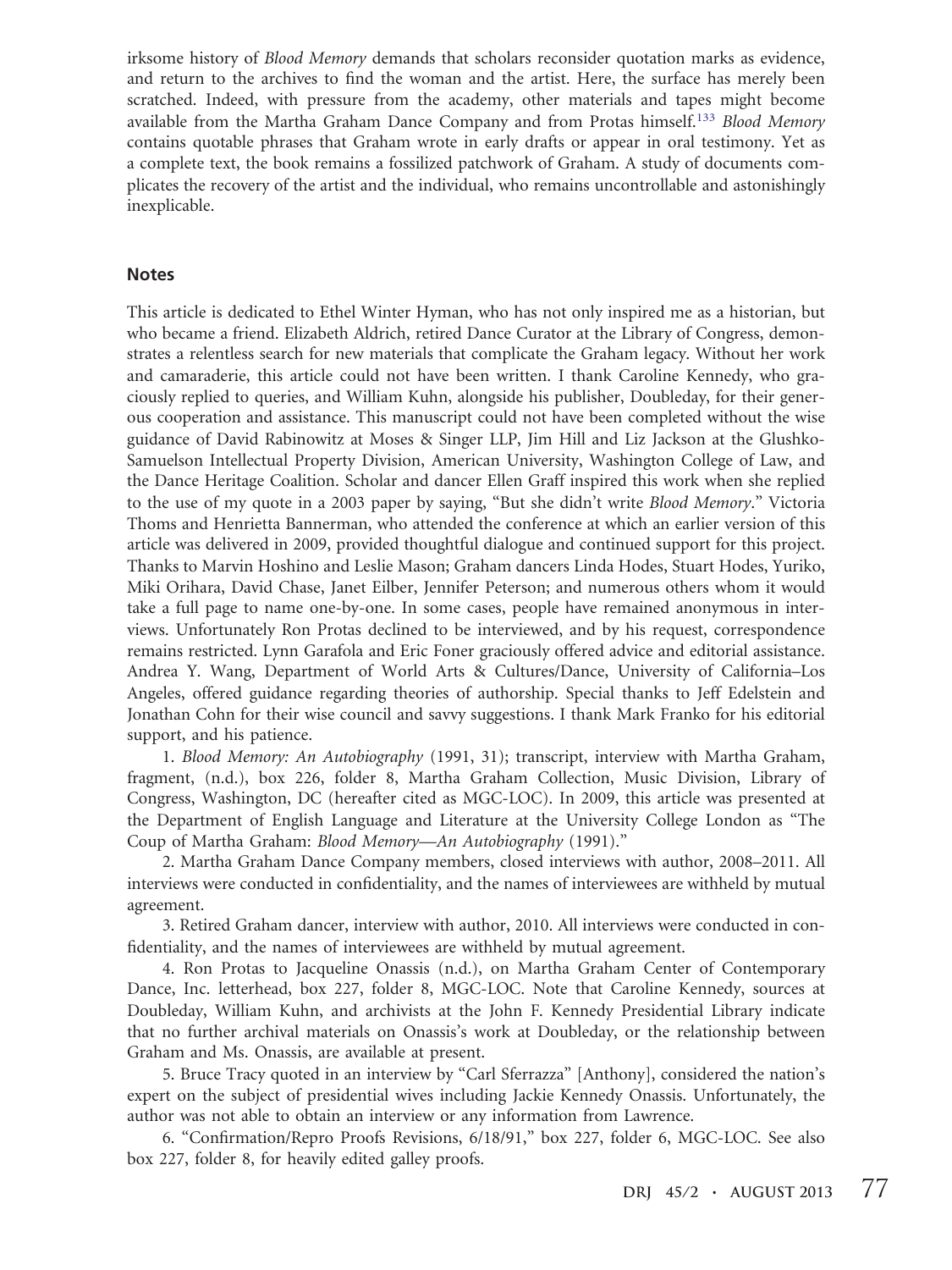irksome history of *Blood Memory* demands that scholars reconsider quotation marks as evidence, and return to the archives to find the woman and the artist. Here, the surface has merely been scratched. Indeed, with pressure from the academy, other materials and tapes might become available from the Martha Graham Dance Company and from Protas himself.[133] *Blood Memory* contains quotable phrases that Graham wrote in early drafts or appear in oral testimony. Yet as a complete text, the book remains a fossilized patchwork of Graham. A study of documents complicates the recovery of the artist and the individual, who remains uncontrollable and astonishingly inexplicable.

## Notes

This article is dedicated to Ethel Winter Hyman, who has not only inspired me as a historian, but who became a friend. Elizabeth Aldrich, retired Dance Curator at the Library of Congress, demonstrates a relentless search for new materials that complicate the Graham legacy. Without her work and camaraderie, this article could not have been written. I thank Caroline Kennedy, who graciously replied to queries, and William Kuhn, alongside his publisher, Doubleday, for their generous cooperation and assistance. This manuscript could not have been completed without the wise guidance of David Rabinowitz at Moses & Singer LLP, Jim Hill and Liz Jackson at the Glushko-Samuelson Intellectual Property Division, American University, Washington College of Law, and the Dance Heritage Coalition. Scholar and dancer Ellen Graff inspired this work when she replied to the use of my quote in a 2003 paper by saying, "But she didn't write *Blood Memory*." Victoria Thoms and Henrietta Bannerman, who attended the conference at which an earlier version of this article was delivered in 2009, provided thoughtful dialogue and continued support for this project. Thanks to Marvin Hoshino and Leslie Mason; Graham dancers Linda Hodes, Stuart Hodes, Yuriko, Miki Orihara, David Chase, Janet Eilber, Jennifer Peterson; and numerous others whom it would take a full page to name one-by-one. In some cases, people have remained anonymous in interviews. Unfortunately Ron Protas declined to be interviewed, and by his request, correspondence remains restricted. Lynn Garafola and Eric Foner graciously offered advice and editorial assistance. Andrea Y. Wang, Department of World Arts & Cultures/Dance, University of California–Los Angeles, offered guidance regarding theories of authorship. Special thanks to Jeff Edelstein and Jonathan Cohn for their wise council and savvy suggestions. I thank Mark Franko for his editorial support, and his patience.

1. *Blood Memory: An Autobiography* (1991, 31); transcript, interview with Martha Graham, fragment, (n.d.), box 226, folder 8, Martha Graham Collection, Music Division, Library of Congress, Washington, DC (hereafter cited as MGC-LOC). In 2009, this article was presented at the Department of English Language and Literature at the University College London as "The Coup of Martha Graham: *Blood Memory—An Autobiography* (1991)."

2. Martha Graham Dance Company members, closed interviews with author, 2008–2011. All interviews were conducted in confidentiality, and the names of interviewees are withheld by mutual agreement.

3. Retired Graham dancer, interview with author, 2010. All interviews were conducted in confidentiality, and the names of interviewees are withheld by mutual agreement.

4. Ron Protas to Jacqueline Onassis (n.d.), on Martha Graham Center of Contemporary Dance, Inc. letterhead, box 227, folder 8, MGC-LOC. Note that Caroline Kennedy, sources at Doubleday, William Kuhn, and archivists at the John F. Kennedy Presidential Library indicate that no further archival materials on Onassis's work at Doubleday, or the relationship between Graham and Ms. Onassis, are available at present.

5. Bruce Tracy quoted in an interview by "Carl Sferrazza" [Anthony], considered the nation's expert on the subject of presidential wives including Jackie Kennedy Onassis. Unfortunately, the author was not able to obtain an interview or any information from Lawrence.

6. "Confirmation/Repro Proofs Revisions, 6/18/91," box 227, folder 6, MGC-LOC. See also box 227, folder 8, for heavily edited galley proofs.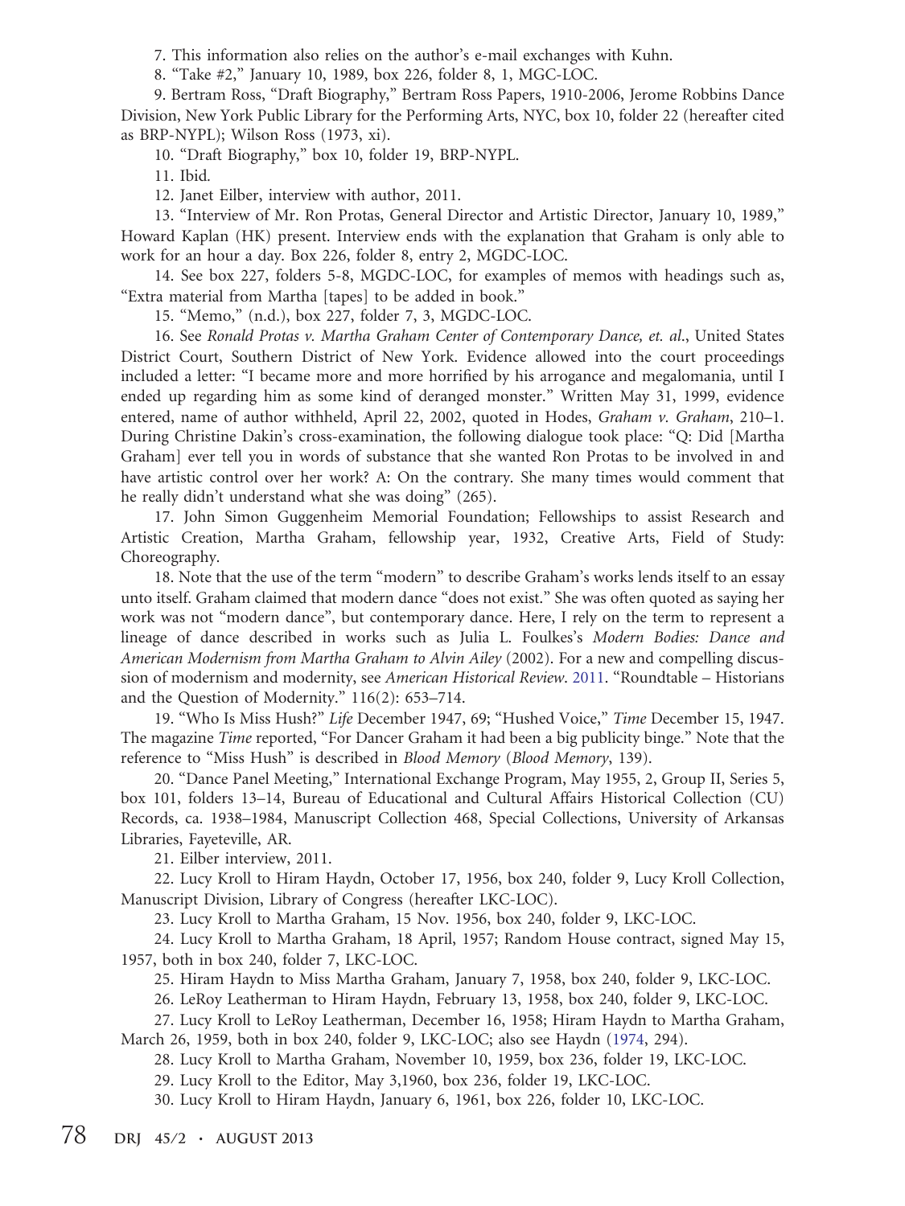7. This information also relies on the author's e-mail exchanges with Kuhn.

8. "Take #2," January 10, 1989, box 226, folder 8, 1, MGC-LOC.

9. Bertram Ross, "Draft Biography," Bertram Ross Papers, 1910-2006, Jerome Robbins Dance Division, New York Public Library for the Performing Arts, NYC, box 10, folder 22 (hereafter cited as BRP-NYPL); Wilson Ross (1973, xi).

10. "Draft Biography," box 10, folder 19, BRP-NYPL.

11. Ibid.

12. Janet Eilber, interview with author, 2011.

13. "Interview of Mr. Ron Protas, General Director and Artistic Director, January 10, 1989," Howard Kaplan (HK) present. Interview ends with the explanation that Graham is only able to work for an hour a day. Box 226, folder 8, entry 2, MGDC-LOC.

14. See box 227, folders 5-8, MGDC-LOC, for examples of memos with headings such as, "Extra material from Martha [tapes] to be added in book."

15. "Memo," (n.d.), box 227, folder 7, 3, MGDC-LOC.

16. See *Ronald Protas v. Martha Graham Center of Contemporary Dance, et. al.*, United States District Court, Southern District of New York. Evidence allowed into the court proceedings included a letter: "I became more and more horrified by his arrogance and megalomania, until I ended up regarding him as some kind of deranged monster." Written May 31, 1999, evidence entered, name of author withheld, April 22, 2002, quoted in Hodes, *Graham v. Graham*, 210–1. During Christine Dakin's cross-examination, the following dialogue took place: "Q: Did [Martha Graham] ever tell you in words of substance that she wanted Ron Protas to be involved in and have artistic control over her work? A: On the contrary. She many times would comment that he really didn't understand what she was doing" (265).

17. John Simon Guggenheim Memorial Foundation; Fellowships to assist Research and Artistic Creation, Martha Graham, fellowship year, 1932, Creative Arts, Field of Study: Choreography.

18. Note that the use of the term "modern" to describe Graham's works lends itself to an essay unto itself. Graham claimed that modern dance "does not exist." She was often quoted as saying her work was not "modern dance", but contemporary dance. Here, I rely on the term to represent a lineage of dance described in works such as Julia L. Foulkes's *Modern Bodies: Dance and American Modernism from Martha Graham to Alvin Ailey* (2002). For a new and compelling discussion of modernism and modernity, see *American Historical Review*. 2011. "Roundtable – Historians and the Question of Modernity." 116(2): 653–714.

19. "Who Is Miss Hush?" *Life* December 1947, 69; "Hushed Voice," *Time* December 15, 1947. The magazine *Time* reported, "For Dancer Graham it had been a big publicity binge." Note that the reference to "Miss Hush" is described in *Blood Memory* (*Blood Memory*, 139).

20. "Dance Panel Meeting," International Exchange Program, May 1955, 2, Group II, Series 5, box 101, folders 13–14, Bureau of Educational and Cultural Affairs Historical Collection (CU) Records, ca. 1938–1984, Manuscript Collection 468, Special Collections, University of Arkansas Libraries, Fayeteville, AR.

21. Eilber interview, 2011.

22. Lucy Kroll to Hiram Haydn, October 17, 1956, box 240, folder 9, Lucy Kroll Collection, Manuscript Division, Library of Congress (hereafter LKC-LOC).

23. Lucy Kroll to Martha Graham, 15 Nov. 1956, box 240, folder 9, LKC-LOC.

24. Lucy Kroll to Martha Graham, 18 April, 1957; Random House contract, signed May 15, 1957, both in box 240, folder 7, LKC-LOC.

25. Hiram Haydn to Miss Martha Graham, January 7, 1958, box 240, folder 9, LKC-LOC.

26. LeRoy Leatherman to Hiram Haydn, February 13, 1958, box 240, folder 9, LKC-LOC.

27. Lucy Kroll to LeRoy Leatherman, December 16, 1958; Hiram Haydn to Martha Graham, March 26, 1959, both in box 240, folder 9, LKC-LOC; also see Haydn (1974, 294).

28. Lucy Kroll to Martha Graham, November 10, 1959, box 236, folder 19, LKC-LOC.

29. Lucy Kroll to the Editor, May 3,1960, box 236, folder 19, LKC-LOC.

30. Lucy Kroll to Hiram Haydn, January 6, 1961, box 226, folder 10, LKC-LOC.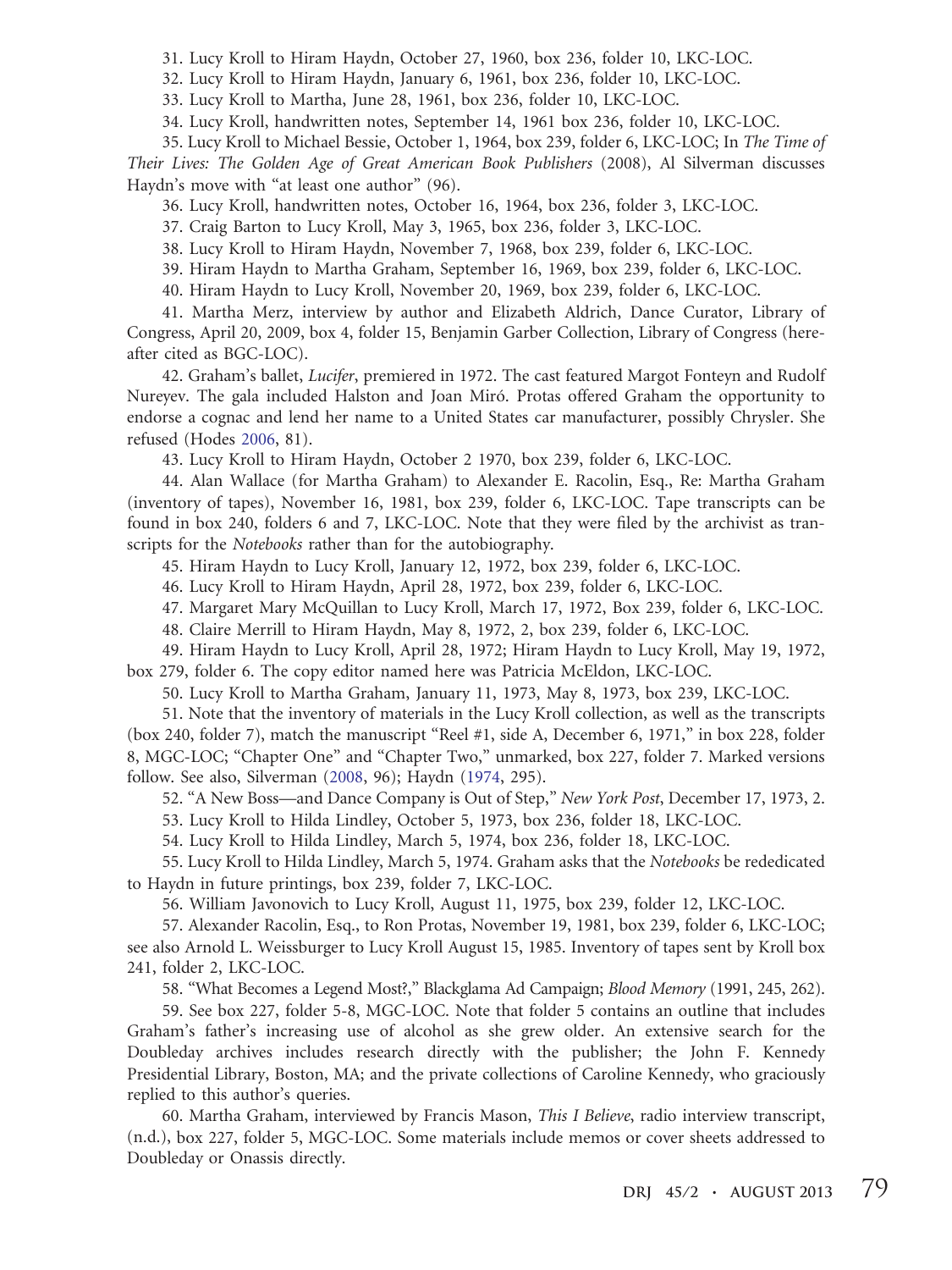31. Lucy Kroll to Hiram Haydn, October 27, 1960, box 236, folder 10, LKC-LOC.

32. Lucy Kroll to Hiram Haydn, January 6, 1961, box 236, folder 10, LKC-LOC.

33. Lucy Kroll to Martha, June 28, 1961, box 236, folder 10, LKC-LOC.

34. Lucy Kroll, handwritten notes, September 14, 1961 box 236, folder 10, LKC-LOC.

35. Lucy Kroll to Michael Bessie, October 1, 1964, box 239, folder 6, LKC-LOC; In *The Time of Their Lives: The Golden Age of Great American Book Publishers* (2008), Al Silverman discusses Haydn's move with "at least one author" (96).

36. Lucy Kroll, handwritten notes, October 16, 1964, box 236, folder 3, LKC-LOC.

37. Craig Barton to Lucy Kroll, May 3, 1965, box 236, folder 3, LKC-LOC.

38. Lucy Kroll to Hiram Haydn, November 7, 1968, box 239, folder 6, LKC-LOC.

39. Hiram Haydn to Martha Graham, September 16, 1969, box 239, folder 6, LKC-LOC.

40. Hiram Haydn to Lucy Kroll, November 20, 1969, box 239, folder 6, LKC-LOC.

41. Martha Merz, interview by author and Elizabeth Aldrich, Dance Curator, Library of Congress, April 20, 2009, box 4, folder 15, Benjamin Garber Collection, Library of Congress (hereafter cited as BGC-LOC).

42. Graham's ballet, *Lucifer*, premiered in 1972. The cast featured Margot Fonteyn and Rudolf Nureyev. The gala included Halston and Joan Miró. Protas offered Graham the opportunity to endorse a cognac and lend her name to a United States car manufacturer, possibly Chrysler. She refused (Hodes 2006, 81).

43. Lucy Kroll to Hiram Haydn, October 2 1970, box 239, folder 6, LKC-LOC.

44. Alan Wallace (for Martha Graham) to Alexander E. Racolin, Esq., Re: Martha Graham (inventory of tapes), November 16, 1981, box 239, folder 6, LKC-LOC. Tape transcripts can be found in box 240, folders 6 and 7, LKC-LOC. Note that they were filed by the archivist as transcripts for the *Notebooks* rather than for the autobiography.

45. Hiram Haydn to Lucy Kroll, January 12, 1972, box 239, folder 6, LKC-LOC.

46. Lucy Kroll to Hiram Haydn, April 28, 1972, box 239, folder 6, LKC-LOC.

47. Margaret Mary McQuillan to Lucy Kroll, March 17, 1972, Box 239, folder 6, LKC-LOC.

48. Claire Merrill to Hiram Haydn, May 8, 1972, 2, box 239, folder 6, LKC-LOC.

49. Hiram Haydn to Lucy Kroll, April 28, 1972; Hiram Haydn to Lucy Kroll, May 19, 1972, box 279, folder 6. The copy editor named here was Patricia McEldon, LKC-LOC.

50. Lucy Kroll to Martha Graham, January 11, 1973, May 8, 1973, box 239, LKC-LOC.

51. Note that the inventory of materials in the Lucy Kroll collection, as well as the transcripts (box 240, folder 7), match the manuscript "Reel #1, side A, December 6, 1971," in box 228, folder 8, MGC-LOC; "Chapter One" and "Chapter Two," unmarked, box 227, folder 7. Marked versions follow. See also, Silverman (2008, 96); Haydn (1974, 295).

52. "A New Boss—and Dance Company is Out of Step," *New York Post*, December 17, 1973, 2.

53. Lucy Kroll to Hilda Lindley, October 5, 1973, box 236, folder 18, LKC-LOC.

54. Lucy Kroll to Hilda Lindley, March 5, 1974, box 236, folder 18, LKC-LOC.

55. Lucy Kroll to Hilda Lindley, March 5, 1974. Graham asks that the *Notebooks* be rededicated to Haydn in future printings, box 239, folder 7, LKC-LOC.

56. William Javonovich to Lucy Kroll, August 11, 1975, box 239, folder 12, LKC-LOC.

57. Alexander Racolin, Esq., to Ron Protas, November 19, 1981, box 239, folder 6, LKC-LOC; see also Arnold L. Weissburger to Lucy Kroll August 15, 1985. Inventory of tapes sent by Kroll box 241, folder 2, LKC-LOC.

58. "What Becomes a Legend Most?," Blackglama Ad Campaign; *Blood Memory* (1991, 245, 262).

59. See box 227, folder 5-8, MGC-LOC. Note that folder 5 contains an outline that includes Graham's father's increasing use of alcohol as she grew older. An extensive search for the Doubleday archives includes research directly with the publisher; the John F. Kennedy Presidential Library, Boston, MA; and the private collections of Caroline Kennedy, who graciously replied to this author's queries.

60. Martha Graham, interviewed by Francis Mason, *This I Believe*, radio interview transcript, (n.d.), box 227, folder 5, MGC-LOC. Some materials include memos or cover sheets addressed to Doubleday or Onassis directly.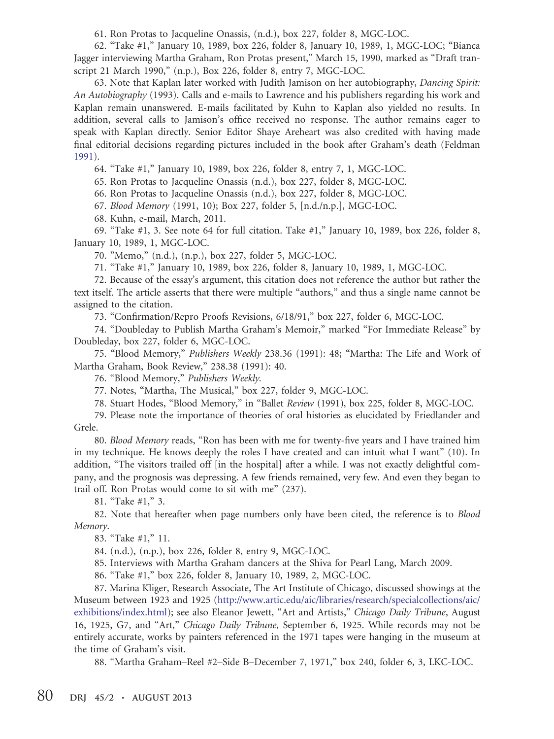61. Ron Protas to Jacqueline Onassis, (n.d.), box 227, folder 8, MGC-LOC.

62. “Take #1,” January 10, 1989, box 226, folder 8, January 10, 1989, 1, MGC-LOC; “Bianca Jagger interviewing Martha Graham, Ron Protas present,” March 15, 1990, marked as “Draft transcript 21 March 1990,” (n.p.), Box 226, folder 8, entry 7, MGC-LOC.

63. Note that Kaplan later worked with Judith Jamison on her autobiography, *Dancing Spirit: An Autobiography* (1993). Calls and e-mails to Lawrence and his publishers regarding his work and Kaplan remain unanswered. E-mails facilitated by Kuhn to Kaplan also yielded no results. In addition, several calls to Jamison’s office received no response. The author remains eager to speak with Kaplan directly. Senior Editor Shaye Areheart was also credited with having made final editorial decisions regarding pictures included in the book after Graham’s death (Feldman 1991).

64. “Take #1,” January 10, 1989, box 226, folder 8, entry 7, 1, MGC-LOC.

65. Ron Protas to Jacqueline Onassis (n.d.), box 227, folder 8, MGC-LOC.

66. Ron Protas to Jacqueline Onassis (n.d.), box 227, folder 8, MGC-LOC.

67. *Blood Memory* (1991, 10); Box 227, folder 5, [n.d./n.p.], MGC-LOC.

68. Kuhn, e-mail, March, 2011.

69. “Take #1, 3. See note 64 for full citation. Take #1,” January 10, 1989, box 226, folder 8, January 10, 1989, 1, MGC-LOC.

70. ”Memo,” (n.d.), (n.p.), box 227, folder 5, MGC-LOC.

71. “Take #1,” January 10, 1989, box 226, folder 8, January 10, 1989, 1, MGC-LOC.

72. Because of the essay’s argument, this citation does not reference the author but rather the text itself. The article asserts that there were multiple “authors,” and thus a single name cannot be assigned to the citation.

73. “Confirmation/Repro Proofs Revisions, 6/18/91,” box 227, folder 6, MGC-LOC.

74. “Doubleday to Publish Martha Graham’s Memoir,” marked “For Immediate Release” by Doubleday, box 227, folder 6, MGC-LOC.

75. “Blood Memory,” *Publishers Weekly* 238.36 (1991): 48; “Martha: The Life and Work of Martha Graham, Book Review,” 238.38 (1991): 40.

76. “Blood Memory,” *Publishers Weekly*.

77. Notes, “Martha, The Musical,” box 227, folder 9, MGC-LOC.

78. Stuart Hodes, “Blood Memory,” in “Ballet *Review* (1991), box 225, folder 8, MGC-LOC.

79. Please note the importance of theories of oral histories as elucidated by Friedlander and Grele.

80. *Blood Memory* reads, “Ron has been with me for twenty-five years and I have trained him in my technique. He knows deeply the roles I have created and can intuit what I want” (10). In addition, “The visitors trailed off [in the hospital] after a while. I was not exactly delightful company, and the prognosis was depressing. A few friends remained, very few. And even they began to trail off. Ron Protas would come to sit with me” (237).

81. “Take #1,” 3.

82. Note that hereafter when page numbers only have been cited, the reference is to *Blood Memory*.

83. “Take #1,” 11.

84. (n.d.), (n.p.), box 226, folder 8, entry 9, MGC-LOC.

85. Interviews with Martha Graham dancers at the Shiva for Pearl Lang, March 2009.

86. “Take #1,” box 226, folder 8, January 10, 1989, 2, MGC-LOC.

87. Marina Kliger, Research Associate, The Art Institute of Chicago, discussed showings at the Museum between 1923 and 1925 (http://www.artic.edu/aic/libraries/research/specialcollections/aic/exhibitions/index.html); see also Eleanor Jewett, “Art and Artists,” *Chicago Daily Tribune*, August 16, 1925, G7, and “Art,” *Chicago Daily Tribune*, September 6, 1925. While records may not be entirely accurate, works by painters referenced in the 1971 tapes were hanging in the museum at the time of Graham’s visit.

88. “Martha Graham–Reel #2–Side B–December 7, 1971,” box 240, folder 6, 3, LKC-LOC.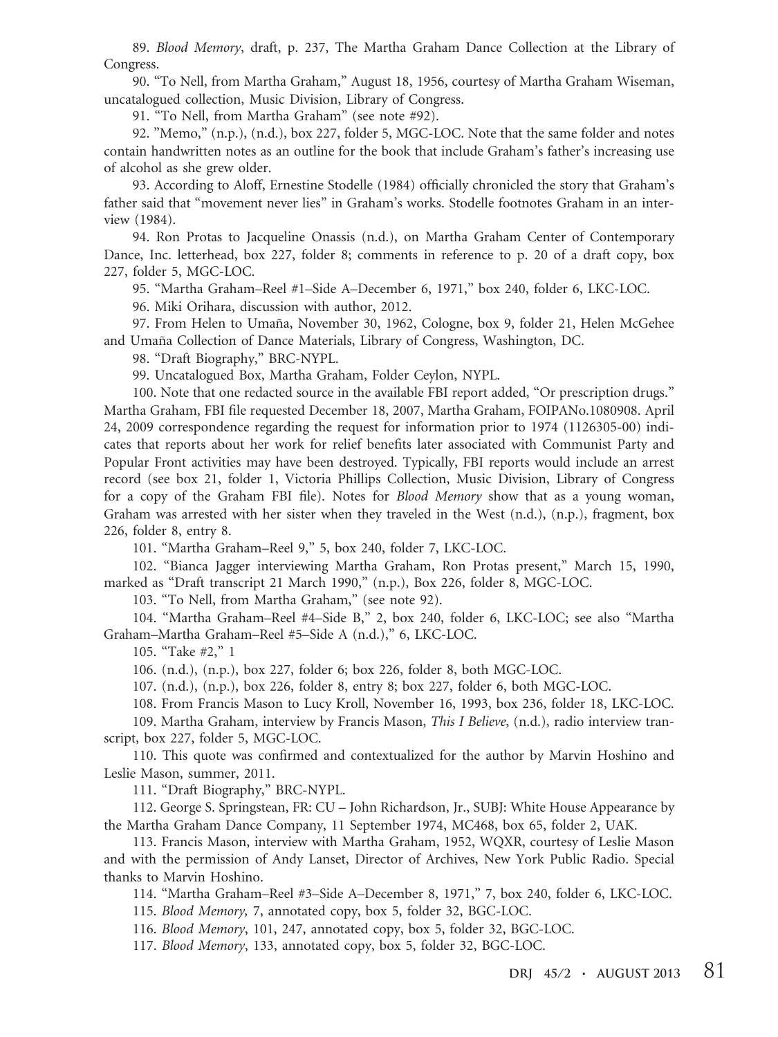89. *Blood Memory*, draft, p. 237, The Martha Graham Dance Collection at the Library of Congress.

90. "To Nell, from Martha Graham," August 18, 1956, courtesy of Martha Graham Wiseman, uncatalogued collection, Music Division, Library of Congress.

91. "To Nell, from Martha Graham" (see note #92).

92. "Memo," (n.p.), (n.d.), box 227, folder 5, MGC-LOC. Note that the same folder and notes contain handwritten notes as an outline for the book that include Graham's father's increasing use of alcohol as she grew older.

93. According to Aloff, Ernestine Stodelle (1984) officially chronicled the story that Graham's father said that "movement never lies" in Graham's works. Stodelle footnotes Graham in an interview (1984).

94. Ron Protas to Jacqueline Onassis (n.d.), on Martha Graham Center of Contemporary Dance, Inc. letterhead, box 227, folder 8; comments in reference to p. 20 of a draft copy, box 227, folder 5, MGC-LOC.

95. "Martha Graham–Reel #1–Side A–December 6, 1971," box 240, folder 6, LKC-LOC.

96. Miki Orihara, discussion with author, 2012.

97. From Helen to Umaña, November 30, 1962, Cologne, box 9, folder 21, Helen McGehee and Umaña Collection of Dance Materials, Library of Congress, Washington, DC.

98. "Draft Biography," BRC-NYPL.

99. Uncatalogued Box, Martha Graham, Folder Ceylon, NYPL.

100. Note that one redacted source in the available FBI report added, "Or prescription drugs." Martha Graham, FBI file requested December 18, 2007, Martha Graham, FOIPANo.1080908. April 24, 2009 correspondence regarding the request for information prior to 1974 (1126305-00) indicates that reports about her work for relief benefits later associated with Communist Party and Popular Front activities may have been destroyed. Typically, FBI reports would include an arrest record (see box 21, folder 1, Victoria Phillips Collection, Music Division, Library of Congress for a copy of the Graham FBI file). Notes for *Blood Memory* show that as a young woman, Graham was arrested with her sister when they traveled in the West (n.d.), (n.p.), fragment, box 226, folder 8, entry 8.

101. "Martha Graham–Reel 9," 5, box 240, folder 7, LKC-LOC.

102. "Bianca Jagger interviewing Martha Graham, Ron Protas present," March 15, 1990, marked as "Draft transcript 21 March 1990," (n.p.), Box 226, folder 8, MGC-LOC.

103. "To Nell, from Martha Graham," (see note 92).

104. "Martha Graham–Reel #4–Side B," 2, box 240, folder 6, LKC-LOC; see also "Martha Graham–Martha Graham–Reel #5–Side A (n.d.)," 6, LKC-LOC.

105. "Take #2," 1

106. (n.d.), (n.p.), box 227, folder 6; box 226, folder 8, both MGC-LOC.

107. (n.d.), (n.p.), box 226, folder 8, entry 8; box 227, folder 6, both MGC-LOC.

108. From Francis Mason to Lucy Kroll, November 16, 1993, box 236, folder 18, LKC-LOC.

109. Martha Graham, interview by Francis Mason, *This I Believe*, (n.d.), radio interview transcript, box 227, folder 5, MGC-LOC.

110. This quote was confirmed and contextualized for the author by Marvin Hoshino and Leslie Mason, summer, 2011.

111. "Draft Biography," BRC-NYPL.

112. George S. Springstean, FR: CU – John Richardson, Jr., SUBJ: White House Appearance by the Martha Graham Dance Company, 11 September 1974, MC468, box 65, folder 2, UAK.

113. Francis Mason, interview with Martha Graham, 1952, WQXR, courtesy of Leslie Mason and with the permission of Andy Lanset, Director of Archives, New York Public Radio. Special thanks to Marvin Hoshino.

114. "Martha Graham–Reel #3–Side A–December 8, 1971," 7, box 240, folder 6, LKC-LOC.

115. *Blood Memory,* 7, annotated copy, box 5, folder 32, BGC-LOC.

116. *Blood Memory*, 101, 247, annotated copy, box 5, folder 32, BGC-LOC.

117. *Blood Memory*, 133, annotated copy, box 5, folder 32, BGC-LOC.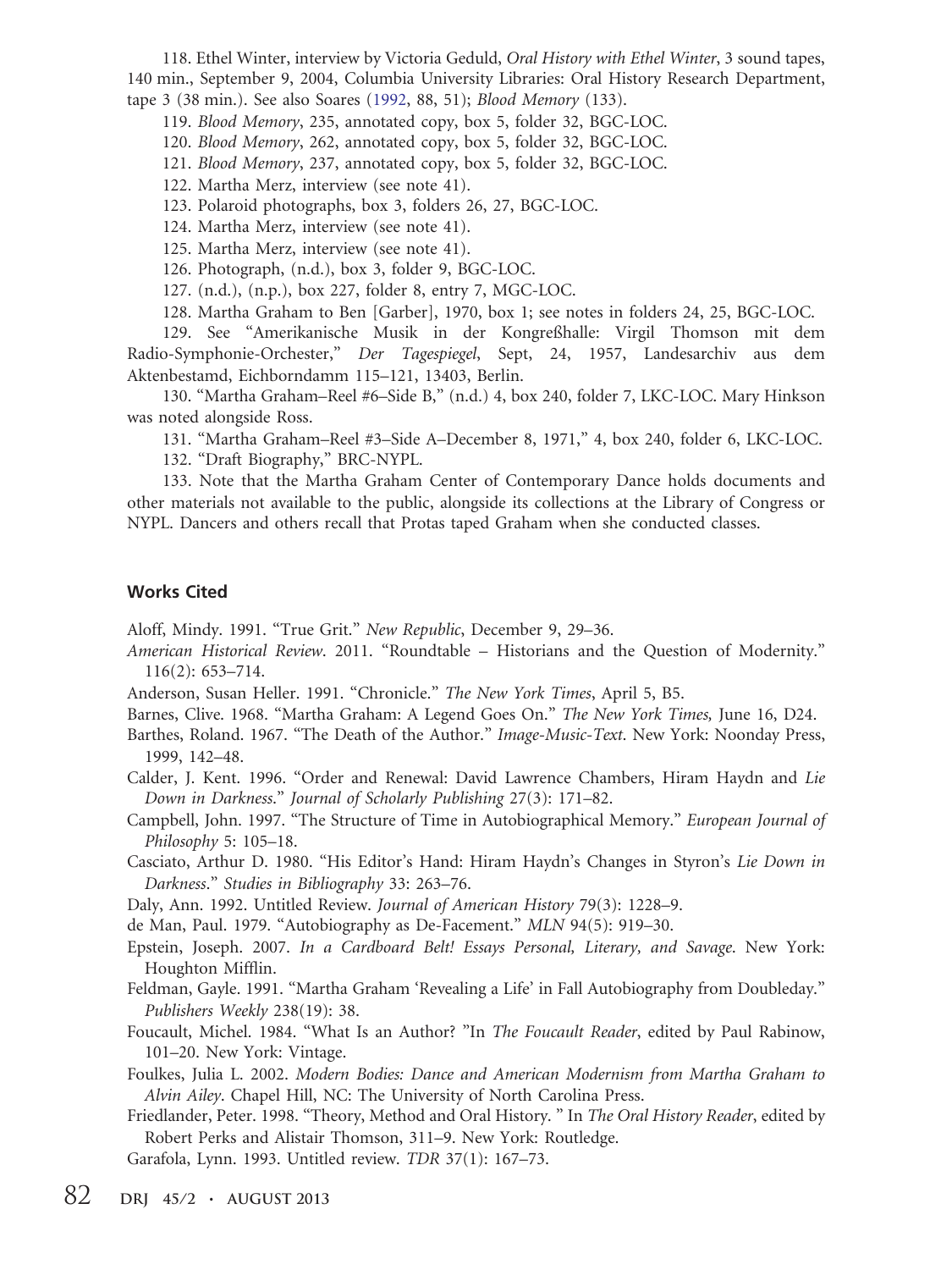118. Ethel Winter, interview by Victoria Geduld, *Oral History with Ethel Winter*, 3 sound tapes, 140 min., September 9, 2004, Columbia University Libraries: Oral History Research Department, tape 3 (38 min.). See also Soares (1992, 88, 51); *Blood Memory* (133).

119. *Blood Memory*, 235, annotated copy, box 5, folder 32, BGC-LOC.

120. *Blood Memory*, 262, annotated copy, box 5, folder 32, BGC-LOC.

121. *Blood Memory*, 237, annotated copy, box 5, folder 32, BGC-LOC.

122. Martha Merz, interview (see note 41).

123. Polaroid photographs, box 3, folders 26, 27, BGC-LOC.

124. Martha Merz, interview (see note 41).

125. Martha Merz, interview (see note 41).

126. Photograph, (n.d.), box 3, folder 9, BGC-LOC.

127. (n.d.), (n.p.), box 227, folder 8, entry 7, MGC-LOC.

128. Martha Graham to Ben [Garber], 1970, box 1; see notes in folders 24, 25, BGC-LOC.

129. See "Amerikanische Musik in der Kongreßhalle: Virgil Thomson mit dem Radio-Symphonie-Orchester," *Der Tagespiegel*, Sept, 24, 1957, Landesarchiv aus dem Aktenbestamd, Eichborndamm 115–121, 13403, Berlin.

130. "Martha Graham–Reel #6–Side B," (n.d.) 4, box 240, folder 7, LKC-LOC. Mary Hinkson was noted alongside Ross.

131. "Martha Graham–Reel #3–Side A–December 8, 1971," 4, box 240, folder 6, LKC-LOC.

132. "Draft Biography," BRC-NYPL.

133. Note that the Martha Graham Center of Contemporary Dance holds documents and other materials not available to the public, alongside its collections at the Library of Congress or NYPL. Dancers and others recall that Protas taped Graham when she conducted classes.

## Works Cited

Aloff, Mindy. 1991. "True Grit." *New Republic*, December 9, 29–36.

*American Historical Review*. 2011. "Roundtable – Historians and the Question of Modernity." 116(2): 653–714.

Anderson, Susan Heller. 1991. "Chronicle." *The New York Times*, April 5, B5.

Barnes, Clive. 1968. "Martha Graham: A Legend Goes On." *The New York Times,* June 16, D24.

Barthes, Roland. 1967. "The Death of the Author." *Image-Music-Text*. New York: Noonday Press, 1999, 142–48.

Calder, J. Kent. 1996. "Order and Renewal: David Lawrence Chambers, Hiram Haydn and *Lie Down in Darkness*." *Journal of Scholarly Publishing* 27(3): 171–82.

Campbell, John. 1997. "The Structure of Time in Autobiographical Memory." *European Journal of Philosophy* 5: 105–18.

Casciato, Arthur D. 1980. "His Editor's Hand: Hiram Haydn's Changes in Styron's *Lie Down in Darkness*." *Studies in Bibliography* 33: 263–76.

Daly, Ann. 1992. Untitled Review. *Journal of American History* 79(3): 1228–9.

de Man, Paul. 1979. "Autobiography as De-Facement." *MLN* 94(5): 919–30.

Epstein, Joseph. 2007. *In a Cardboard Belt! Essays Personal, Literary, and Savage*. New York: Houghton Mifflin.

Feldman, Gayle. 1991. "Martha Graham 'Revealing a Life' in Fall Autobiography from Doubleday." *Publishers Weekly* 238(19): 38.

Foucault, Michel. 1984. "What Is an Author? "In *The Foucault Reader*, edited by Paul Rabinow, 101–20. New York: Vintage.

Foulkes, Julia L. 2002. *Modern Bodies: Dance and American Modernism from Martha Graham to Alvin Ailey*. Chapel Hill, NC: The University of North Carolina Press.

Friedlander, Peter. 1998. "Theory, Method and Oral History. " In *The Oral History Reader*, edited by Robert Perks and Alistair Thomson, 311–9. New York: Routledge.

Garafola, Lynn. 1993. Untitled review. *TDR* 37(1): 167–73.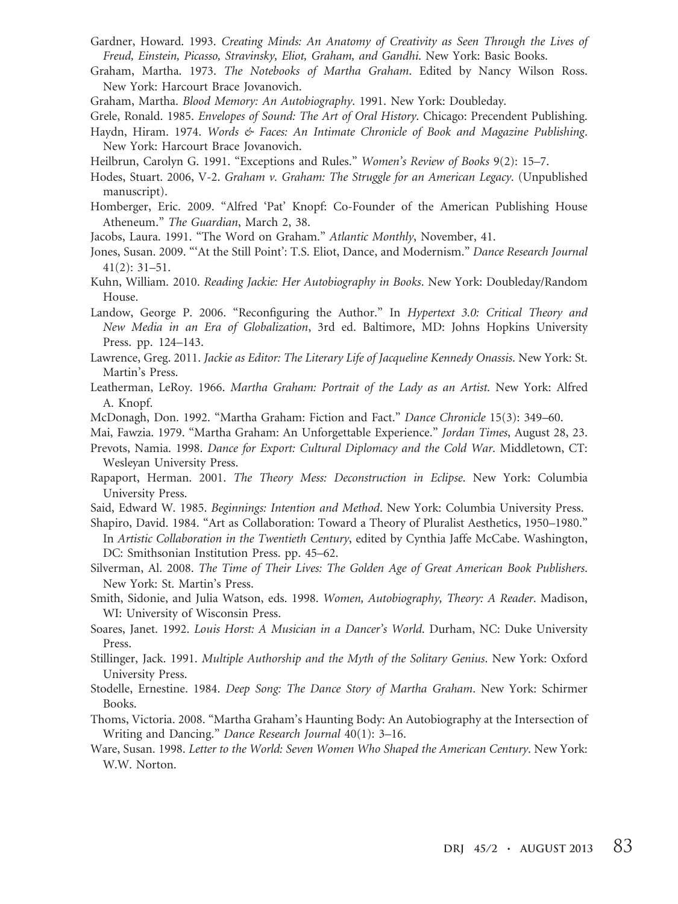Gardner, Howard. 1993. *Creating Minds: An Anatomy of Creativity as Seen Through the Lives of Freud, Einstein, Picasso, Stravinsky, Eliot, Graham, and Gandhi*. New York: Basic Books.

Graham, Martha. 1973. *The Notebooks of Martha Graham*. Edited by Nancy Wilson Ross. New York: Harcourt Brace Jovanovich.

Graham, Martha. *Blood Memory: An Autobiography*. 1991. New York: Doubleday.

Grele, Ronald. 1985. *Envelopes of Sound: The Art of Oral History*. Chicago: Precendent Publishing.

Haydn, Hiram. 1974. *Words & Faces: An Intimate Chronicle of Book and Magazine Publishing*. New York: Harcourt Brace Jovanovich.

Heilbrun, Carolyn G. 1991. "Exceptions and Rules." *Women's Review of Books* 9(2): 15–7.

Hodes, Stuart. 2006, V-2. *Graham v. Graham: The Struggle for an American Legacy*. (Unpublished manuscript).

Homberger, Eric. 2009. "Alfred 'Pat' Knopf: Co-Founder of the American Publishing House Atheneum." *The Guardian*, March 2, 38.

Jacobs, Laura. 1991. "The Word on Graham." *Atlantic Monthly*, November, 41.

Jones, Susan. 2009. "'At the Still Point': T.S. Eliot, Dance, and Modernism." *Dance Research Journal* 41(2): 31–51.

Kuhn, William. 2010. *Reading Jackie: Her Autobiography in Books*. New York: Doubleday/Random House.

Landow, George P. 2006. "Reconfiguring the Author." In *Hypertext 3.0: Critical Theory and New Media in an Era of Globalization*, 3rd ed. Baltimore, MD: Johns Hopkins University Press. pp. 124–143.

Lawrence, Greg. 2011. *Jackie as Editor: The Literary Life of Jacqueline Kennedy Onassis*. New York: St. Martin's Press.

Leatherman, LeRoy. 1966. *Martha Graham: Portrait of the Lady as an Artist*. New York: Alfred A. Knopf.

McDonagh, Don. 1992. "Martha Graham: Fiction and Fact." *Dance Chronicle* 15(3): 349–60.

Mai, Fawzia. 1979. "Martha Graham: An Unforgettable Experience." *Jordan Times*, August 28, 23.

Prevots, Namia. 1998. *Dance for Export: Cultural Diplomacy and the Cold War*. Middletown, CT: Wesleyan University Press.

Rapaport, Herman. 2001. *The Theory Mess: Deconstruction in Eclipse*. New York: Columbia University Press.

Said, Edward W. 1985. *Beginnings: Intention and Method*. New York: Columbia University Press.

Shapiro, David. 1984. "Art as Collaboration: Toward a Theory of Pluralist Aesthetics, 1950–1980." In *Artistic Collaboration in the Twentieth Century*, edited by Cynthia Jaffe McCabe. Washington, DC: Smithsonian Institution Press. pp. 45–62.

Silverman, Al. 2008. *The Time of Their Lives: The Golden Age of Great American Book Publishers*. New York: St. Martin's Press.

Smith, Sidonie, and Julia Watson, eds. 1998. *Women, Autobiography, Theory: A Reader*. Madison, WI: University of Wisconsin Press.

Soares, Janet. 1992. *Louis Horst: A Musician in a Dancer's World*. Durham, NC: Duke University Press.

Stillinger, Jack. 1991. *Multiple Authorship and the Myth of the Solitary Genius*. New York: Oxford University Press.

Stodelle, Ernestine. 1984. *Deep Song: The Dance Story of Martha Graham*. New York: Schirmer Books.

Thoms, Victoria. 2008. "Martha Graham's Haunting Body: An Autobiography at the Intersection of Writing and Dancing." *Dance Research Journal* 40(1): 3–16.

Ware, Susan. 1998. *Letter to the World: Seven Women Who Shaped the American Century*. New York: W.W. Norton.